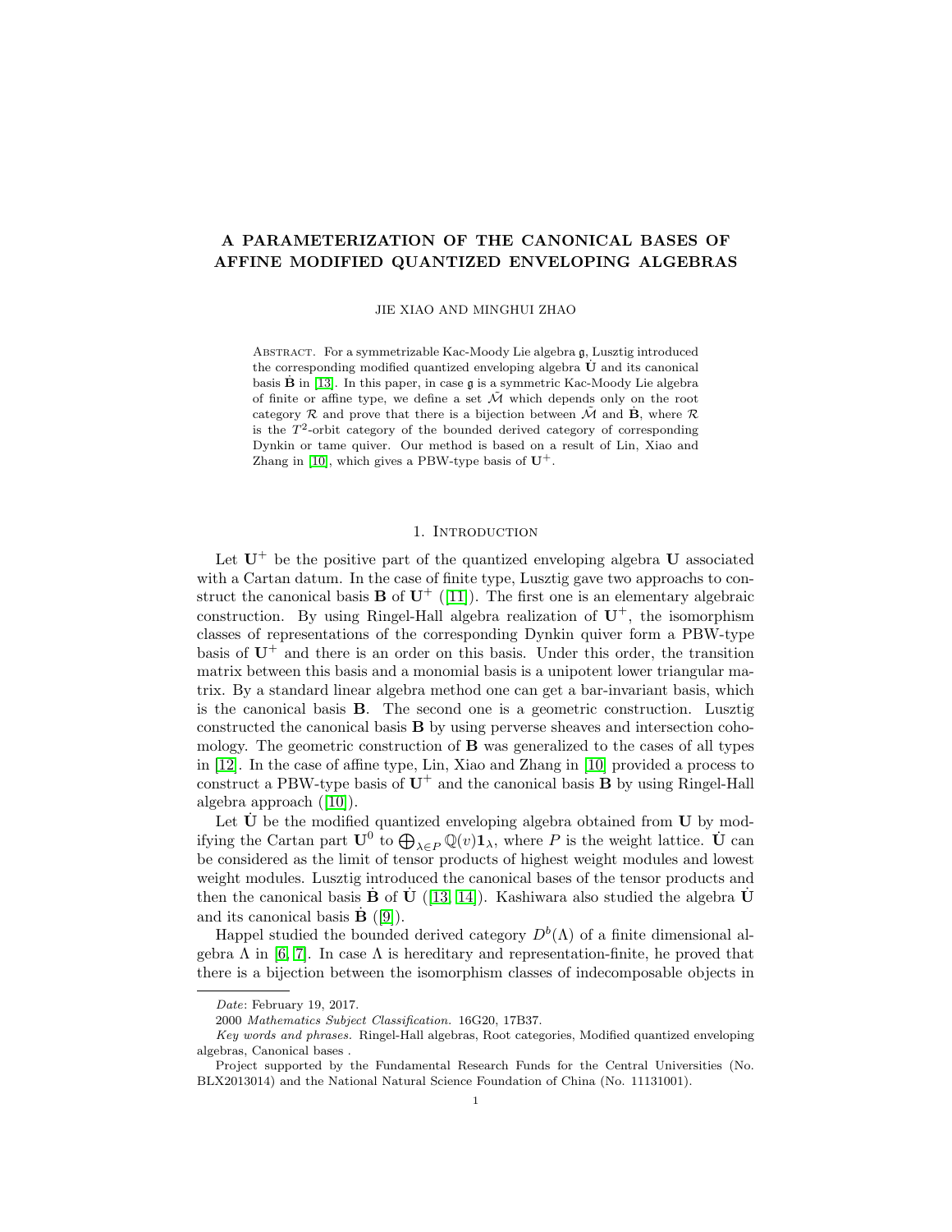# A PARAMETERIZATION OF THE CANONICAL BASES OF AFFINE MODIFIED QUANTIZED ENVELOPING ALGEBRAS

JIE XIAO AND MINGHUI ZHAO

Abstract. For a symmetrizable Kac-Moody Lie algebra $\mathfrak{g}$, Lusztig introduced the corresponding modified quantized enveloping algebra $\dot{\mathbf{U}}$ and its canonical basis $\dot{\mathbf{B}}$ in [13]. In this paper, in case $\mathfrak{g}$ is a symmetric Kac-Moody Lie algebra of finite or affine type, we define a set $\tilde{\mathcal{M}}$ which depends only on the root category $\mathcal{R}$ and prove that there is a bijection between $\tilde{\mathcal{M}}$ and $\dot{\mathbf{B}}$, where $\mathcal{R}$ is the $T^2$-orbit category of the bounded derived category of corresponding Dynkin or tame quiver. Our method is based on a result of Lin, Xiao and Zhang in [10], which gives a PBW-type basis of $\mathbf{U}^+$.

## 1. Introduction

Let $\mathbf{U}^+$ be the positive part of the quantized enveloping algebra $\mathbf{U}$ associated with a Cartan datum. In the case of finite type, Lusztig gave two approachs to construct the canonical basis $\mathbf{B}$ of $\mathbf{U}^+$ ([11]). The first one is an elementary algebraic construction. By using Ringel-Hall algebra realization of $\mathbf{U}^+$, the isomorphism classes of representations of the corresponding Dynkin quiver form a PBW-type basis of $\mathbf{U}^+$ and there is an order on this basis. Under this order, the transition matrix between this basis and a monomial basis is a unipotent lower triangular matrix. By a standard linear algebra method one can get a bar-invariant basis, which is the canonical basis $\mathbf{B}$. The second one is a geometric construction. Lusztig constructed the canonical basis $\mathbf{B}$ by using perverse sheaves and intersection cohomology. The geometric construction of $\mathbf{B}$ was generalized to the cases of all types in [12]. In the case of affine type, Lin, Xiao and Zhang in [10] provided a process to construct a PBW-type basis of $\mathbf{U}^+$ and the canonical basis $\mathbf{B}$ by using Ringel-Hall algebra approach ([10]).

Let $\dot{\mathbf{U}}$ be the modified quantized enveloping algebra obtained from $\mathbf{U}$ by modifying the Cartan part $\mathbf{U}^0$ to $\bigoplus_{\lambda\in P}\mathbb{Q}(v)\mathbf{1}_\lambda$, where $P$ is the weight lattice. $\dot{\mathbf{U}}$ can be considered as the limit of tensor products of highest weight modules and lowest weight modules. Lusztig introduced the canonical bases of the tensor products and then the canonical basis $\dot{\mathbf{B}}$ of $\dot{\mathbf{U}}$ ([13, 14]). Kashiwara also studied the algebra $\dot{\mathbf{U}}$ and its canonical basis $\dot{\mathbf{B}}$ ([9]).

Happel studied the bounded derived category $D^b(\Lambda)$ of a finite dimensional algebra $\Lambda$ in [6, 7]. In case $\Lambda$ is hereditary and representation-finite, he proved that there is a bijection between the isomorphism classes of indecomposable objects in

---

*Date*: February 19, 2017.

2000 *Mathematics Subject Classification.* 16G20, 17B37.

*Key words and phrases.* Ringel-Hall algebras, Root categories, Modified quantized enveloping algebras, Canonical bases .

Project supported by the Fundamental Research Funds for the Central Universities (No. BLX2013014) and the National Natural Science Foundation of China (No. 11131001).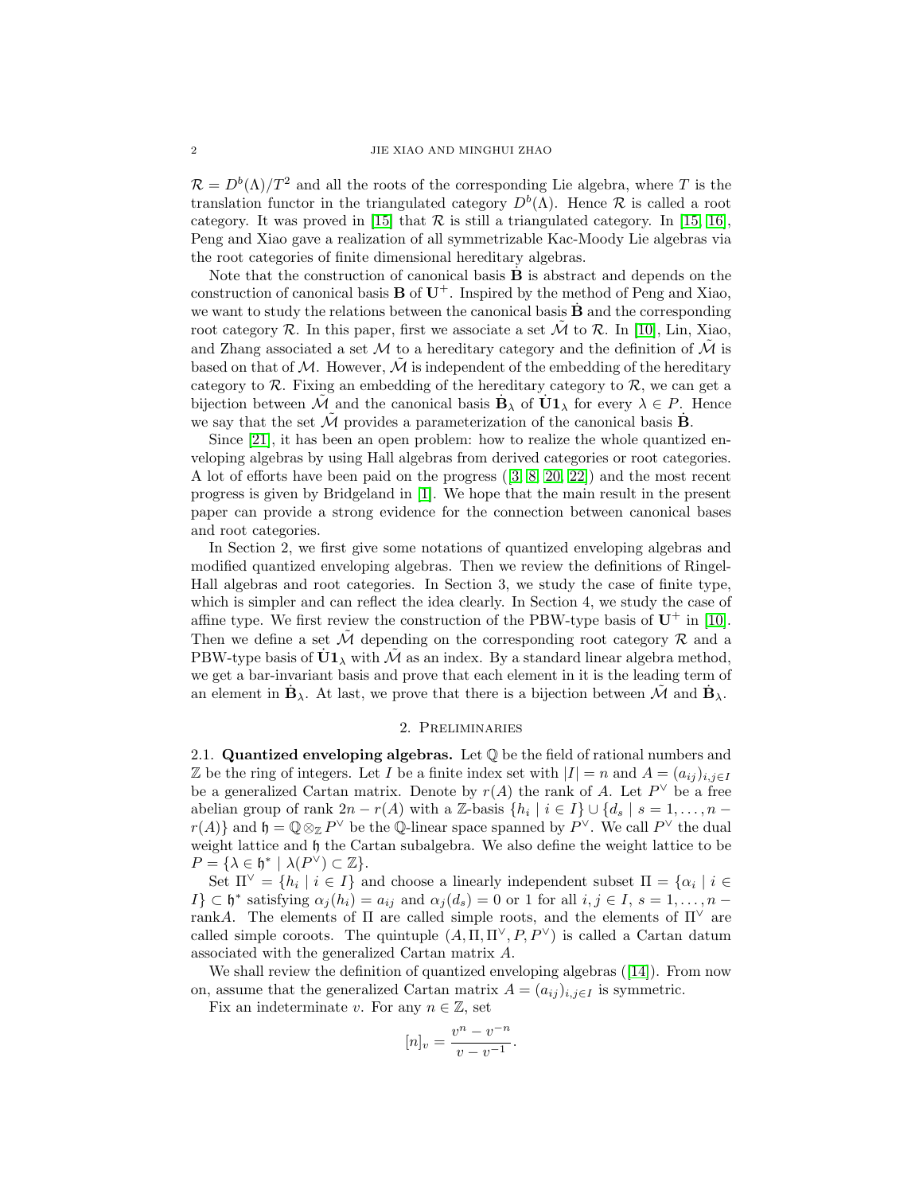$\mathcal{R} = D^b(\Lambda)/T^2$ and all the roots of the corresponding Lie algebra, where $T$ is the translation functor in the triangulated category $D^b(\Lambda)$. Hence $\mathcal{R}$ is called a root category. It was proved in [15] that $\mathcal{R}$ is still a triangulated category. In [15, 16], Peng and Xiao gave a realization of all symmetrizable Kac-Moody Lie algebras via the root categories of finite dimensional hereditary algebras.

Note that the construction of canonical basis $\dot{\mathbf{B}}$ is abstract and depends on the construction of canonical basis $\mathbf{B}$ of $\mathbf{U}^+$. Inspired by the method of Peng and Xiao, we want to study the relations between the canonical basis $\dot{\mathbf{B}}$ and the corresponding root category $\mathcal{R}$. In this paper, first we associate a set $\tilde{\mathcal{M}}$ to $\mathcal{R}$. In [10], Lin, Xiao, and Zhang associated a set $\mathcal{M}$ to a hereditary category and the definition of $\tilde{\mathcal{M}}$ is based on that of $\mathcal{M}$. However, $\tilde{\mathcal{M}}$ is independent of the embedding of the hereditary category to $\mathcal{R}$. Fixing an embedding of the hereditary category to $\mathcal{R}$, we can get a bijection between $\tilde{\mathcal{M}}$ and the canonical basis $\dot{\mathbf{B}}_\lambda$ of $\dot{\mathbf{U}}\mathbf{1}_\lambda$ for every $\lambda \in P$. Hence we say that the set $\tilde{\mathcal{M}}$ provides a parameterization of the canonical basis $\dot{\mathbf{B}}$.

Since [21], it has been an open problem: how to realize the whole quantized enveloping algebras by using Hall algebras from derived categories or root categories. A lot of efforts have been paid on the progress ([3, 8, 20, 22]) and the most recent progress is given by Bridgeland in [1]. We hope that the main result in the present paper can provide a strong evidence for the connection between canonical bases and root categories.

In Section 2, we first give some notations of quantized enveloping algebras and modified quantized enveloping algebras. Then we review the definitions of Ringel-Hall algebras and root categories. In Section 3, we study the case of finite type, which is simpler and can reflect the idea clearly. In Section 4, we study the case of affine type. We first review the construction of the PBW-type basis of $\mathbf{U}^+$ in [10]. Then we define a set $\tilde{\mathcal{M}}$ depending on the corresponding root category $\mathcal{R}$ and a PBW-type basis of $\dot{\mathbf{U}}\mathbf{1}_\lambda$ with $\tilde{\mathcal{M}}$ as an index. By a standard linear algebra method, we get a bar-invariant basis and prove that each element in it is the leading term of an element in $\dot{\mathbf{B}}_\lambda$. At last, we prove that there is a bijection between $\tilde{\mathcal{M}}$ and $\dot{\mathbf{B}}_\lambda$.

## 2. Preliminaries

2.1. **Quantized enveloping algebras.** Let $\mathbb{Q}$ be the field of rational numbers and $\mathbb{Z}$ be the ring of integers. Let $I$ be a finite index set with $|I| = n$ and $A = (a_{ij})_{i,j\in I}$ be a generalized Cartan matrix. Denote by $r(A)$ the rank of $A$. Let $P^\vee$ be a free abelian group of rank $2n - r(A)$ with a $\mathbb{Z}$-basis $\{h_i \mid i \in I\} \cup \{d_s \mid s = 1, \ldots, n - r(A)\}$ and $\mathfrak{h} = \mathbb{Q} \otimes_{\mathbb{Z}} P^\vee$ be the $\mathbb{Q}$-linear space spanned by $P^\vee$. We call $P^\vee$ the dual weight lattice and $\mathfrak{h}$ the Cartan subalgebra. We also define the weight lattice to be $P = \{\lambda \in \mathfrak{h}^* \mid \lambda(P^\vee) \subset \mathbb{Z}\}$.

Set $\Pi^\vee = \{h_i \mid i \in I\}$ and choose a linearly independent subset $\Pi = \{\alpha_i \mid i \in I\} \subset \mathfrak{h}^*$ satisfying $\alpha_j(h_i) = a_{ij}$ and $\alpha_j(d_s) = 0$ or $1$ for all $i, j \in I$, $s = 1, \ldots, n - \text{rank}A$. The elements of $\Pi$ are called simple roots, and the elements of $\Pi^\vee$ are called simple coroots. The quintuple $(A, \Pi, \Pi^\vee, P, P^\vee)$ is called a Cartan datum associated with the generalized Cartan matrix $A$.

We shall review the definition of quantized enveloping algebras ([14]). From now on, assume that the generalized Cartan matrix $A = (a_{ij})_{i,j\in I}$ is symmetric.

Fix an indeterminate $v$. For any $n \in \mathbb{Z}$, set

$$[n]_v = \frac{v^n - v^{-n}}{v - v^{-1}}.$$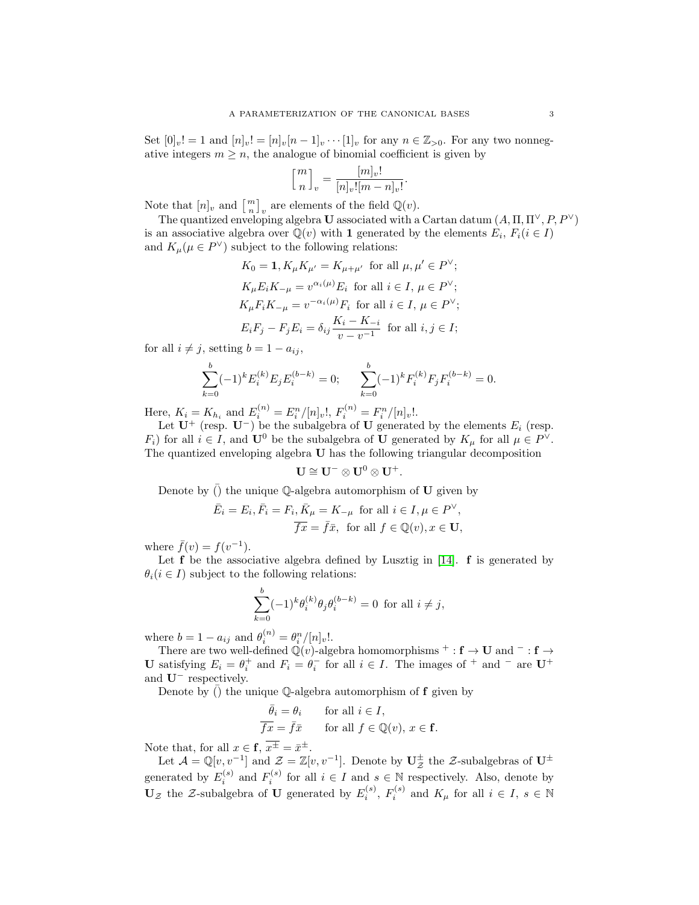Set $[0]_v! = 1$ and $[n]_v! = [n]_v[n-1]_v \cdots [1]_v$ for any $n \in \mathbb{Z}_{>0}$. For any two nonnegative integers $m \geq n$, the analogue of binomial coefficient is given by

$$\begin{bmatrix} m \\ n \end{bmatrix}_v = \frac{[m]_v!}{[n]_v![m-n]_v!}.$$

Note that $[n]_v$ and $\begin{bmatrix} m \\ n \end{bmatrix}_v$ are elements of the field $\mathbb{Q}(v)$.

The quantized enveloping algebra $\mathbf{U}$ associated with a Cartan datum $(A, \Pi, \Pi^\vee, P, P^\vee)$ is an associative algebra over $\mathbb{Q}(v)$ with $\mathbf{1}$ generated by the elements $E_i$, $F_i (i \in I)$ and $K_\mu (\mu \in P^\vee)$ subject to the following relations:

$$K_0 = \mathbf{1}, K_\mu K_{\mu'} = K_{\mu+\mu'} \text{ for all } \mu, \mu' \in P^\vee;$$
$$K_\mu E_i K_{-\mu} = v^{\alpha_i(\mu)} E_i \text{ for all } i \in I, \mu \in P^\vee;$$
$$K_\mu F_i K_{-\mu} = v^{-\alpha_i(\mu)} F_i \text{ for all } i \in I, \mu \in P^\vee;$$
$$E_i F_j - F_j E_i = \delta_{ij} \frac{K_i - K_{-i}}{v - v^{-1}} \text{ for all } i, j \in I;$$

for all $i \neq j$, setting $b = 1 - a_{ij}$,

$$\sum_{k=0}^{b} (-1)^k E_i^{(k)} E_j E_i^{(b-k)} = 0; \qquad \sum_{k=0}^{b} (-1)^k F_i^{(k)} F_j F_i^{(b-k)} = 0.$$

Here, $K_i = K_{h_i}$ and $E_i^{(n)} = E_i^n/[n]_v!$, $F_i^{(n)} = F_i^n/[n]_v!$.

Let $\mathbf{U}^+$ (resp. $\mathbf{U}^-$) be the subalgebra of $\mathbf{U}$ generated by the elements $E_i$ (resp. $F_i$) for all $i \in I$, and $\mathbf{U}^0$ be the subalgebra of $\mathbf{U}$ generated by $K_\mu$ for all $\mu \in P^\vee$. The quantized enveloping algebra $\mathbf{U}$ has the following triangular decomposition

$$\mathbf{U} \cong \mathbf{U}^- \otimes \mathbf{U}^0 \otimes \mathbf{U}^+.$$

Denote by $\bar{()}$ the unique $\mathbb{Q}$-algebra automorphism of $\mathbf{U}$ given by

$$\bar{E}_i = E_i, \bar{F}_i = F_i, \bar{K}_\mu = K_{-\mu} \text{ for all } i \in I, \mu \in P^\vee,$$
$$\overline{fx} = \bar{f}\bar{x}, \text{ for all } f \in \mathbb{Q}(v), x \in \mathbf{U},$$

where $\bar{f}(v) = f(v^{-1})$.

Let $\mathbf{f}$ be the associative algebra defined by Lusztig in [14]. $\mathbf{f}$ is generated by $\theta_i (i \in I)$ subject to the following relations:

$$\sum_{k=0}^{b} (-1)^k \theta_i^{(k)} \theta_j \theta_i^{(b-k)} = 0 \text{ for all } i \neq j,$$

where $b = 1 - a_{ij}$ and $\theta_i^{(n)} = \theta_i^n/[n]_v!$.

There are two well-defined $\mathbb{Q}(v)$-algebra homomorphisms $^+ : \mathbf{f} \to \mathbf{U}$ and $^- : \mathbf{f} \to \mathbf{U}$ satisfying $E_i = \theta_i^+$ and $F_i = \theta_i^-$ for all $i \in I$. The images of $^+$ and $^-$ are $\mathbf{U}^+$ and $\mathbf{U}^-$ respectively.

Denote by $\bar{()}$ the unique $\mathbb{Q}$-algebra automorphism of $\mathbf{f}$ given by

$$\bar{\theta}_i = \theta_i \qquad \text{for all } i \in I,$$
$$\overline{fx} = \bar{f}\bar{x} \qquad \text{for all } f \in \mathbb{Q}(v), x \in \mathbf{f}.$$

Note that, for all $x \in \mathbf{f}$, $\overline{x^\pm} = \bar{x}^\pm$.

Let $\mathcal{A} = \mathbb{Q}[v, v^{-1}]$ and $\mathcal{Z} = \mathbb{Z}[v, v^{-1}]$. Denote by $\mathbf{U}_\mathcal{Z}^\pm$ the $\mathcal{Z}$-subalgebras of $\mathbf{U}^\pm$ generated by $E_i^{(s)}$ and $F_i^{(s)}$ for all $i \in I$ and $s \in \mathbb{N}$ respectively. Also, denote by $\mathbf{U}_\mathcal{Z}$ the $\mathcal{Z}$-subalgebra of $\mathbf{U}$ generated by $E_i^{(s)}$, $F_i^{(s)}$ and $K_\mu$ for all $i \in I$, $s \in \mathbb{N}$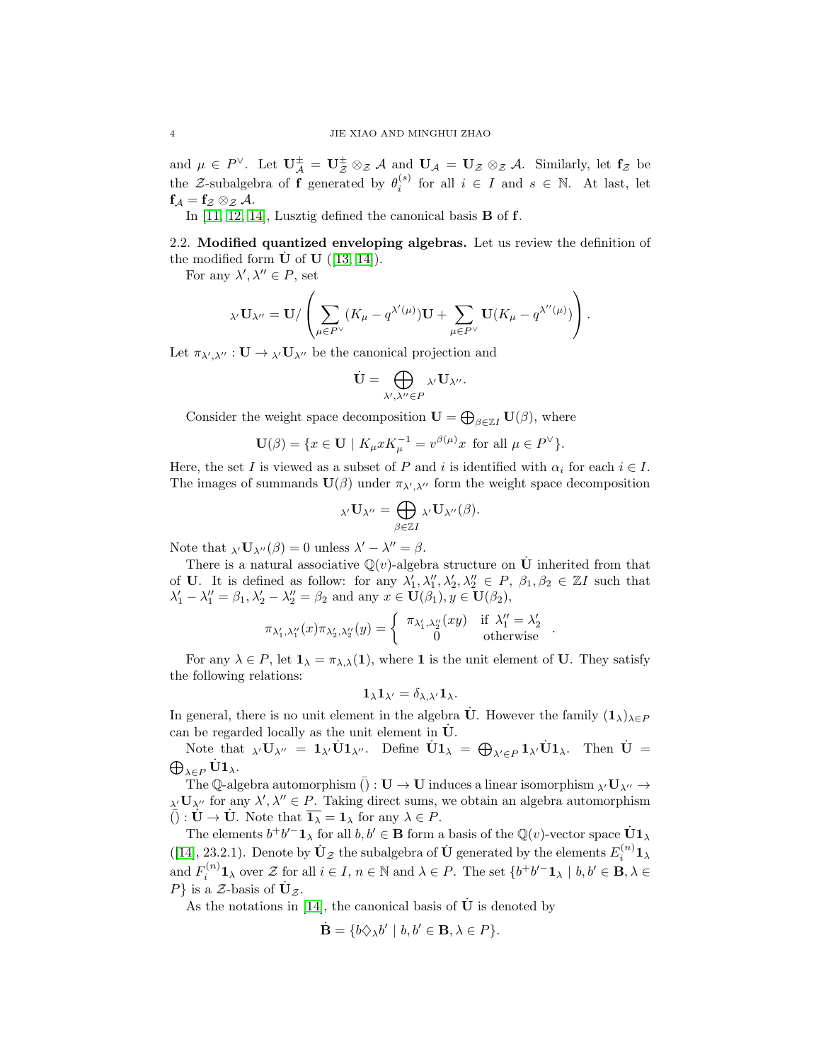and $\mu \in P^\vee$. Let $\mathbf{U}^{\pm}_{\mathcal{A}} = \mathbf{U}^{\pm}_{\mathcal{Z}} \otimes_{\mathcal{Z}} \mathcal{A}$ and $\mathbf{U}_{\mathcal{A}} = \mathbf{U}_{\mathcal{Z}} \otimes_{\mathcal{Z}} \mathcal{A}$. Similarly, let $\mathbf{f}_{\mathcal{Z}}$ be the $\mathcal{Z}$-subalgebra of $\mathbf{f}$ generated by $\theta_i^{(s)}$ for all $i \in I$ and $s \in \mathbb{N}$. At last, let $\mathbf{f}_{\mathcal{A}} = \mathbf{f}_{\mathcal{Z}} \otimes_{\mathcal{Z}} \mathcal{A}$.

In [11, 12, 14], Lusztig defined the canonical basis $\mathbf{B}$ of $\mathbf{f}$.

2.2. **Modified quantized enveloping algebras.** Let us review the definition of the modified form $\dot{\mathbf{U}}$ of $\mathbf{U}$ ([13, 14]).

For any $\lambda', \lambda'' \in P$, set

$$ {}_{\lambda'}\mathbf{U}_{\lambda''} = \mathbf{U} / \left( \sum_{\mu \in P^\vee} (K_\mu - q^{\lambda'(\mu)})\mathbf{U} + \sum_{\mu \in P^\vee} \mathbf{U}(K_\mu - q^{\lambda''(\mu)}) \right). $$

Let $\pi_{\lambda',\lambda''} : \mathbf{U} \to {}_{\lambda'}\mathbf{U}_{\lambda''}$ be the canonical projection and

$$ \dot{\mathbf{U}} = \bigoplus_{\lambda',\lambda'' \in P} {}_{\lambda'}\mathbf{U}_{\lambda''}. $$

Consider the weight space decomposition $\mathbf{U} = \bigoplus_{\beta \in \mathbb{Z}I} \mathbf{U}(\beta)$, where

$$ \mathbf{U}(\beta) = \{x \in \mathbf{U} \mid K_\mu x K_\mu^{-1} = v^{\beta(\mu)} x \text{ for all } \mu \in P^\vee\}. $$

Here, the set $I$ is viewed as a subset of $P$ and $i$ is identified with $\alpha_i$ for each $i \in I$. The images of summands $\mathbf{U}(\beta)$ under $\pi_{\lambda',\lambda''}$ form the weight space decomposition

$$ {}_{\lambda'}\mathbf{U}_{\lambda''} = \bigoplus_{\beta \in \mathbb{Z}I} {}_{\lambda'}\mathbf{U}_{\lambda''}(\beta). $$

Note that ${}_{\lambda'}\mathbf{U}_{\lambda''}(\beta) = 0$ unless $\lambda' - \lambda'' = \beta$.

There is a natural associative $\mathbb{Q}(v)$-algebra structure on $\dot{\mathbf{U}}$ inherited from that of $\mathbf{U}$. It is defined as follow: for any $\lambda'_1, \lambda''_1, \lambda'_2, \lambda''_2 \in P$, $\beta_1, \beta_2 \in \mathbb{Z}I$ such that $\lambda'_1 - \lambda''_1 = \beta_1, \lambda'_2 - \lambda''_2 = \beta_2$ and any $x \in \mathbf{U}(\beta_1), y \in \mathbf{U}(\beta_2)$,

$$ \pi_{\lambda'_1,\lambda''_1}(x)\pi_{\lambda'_2,\lambda''_2}(y) = \begin{cases} \pi_{\lambda'_1,\lambda''_2}(xy) & \text{if } \lambda''_1 = \lambda'_2 \\ 0 & \text{otherwise} \end{cases}. $$

For any $\lambda \in P$, let $\mathbf{1}_\lambda = \pi_{\lambda,\lambda}(\mathbf{1})$, where $\mathbf{1}$ is the unit element of $\mathbf{U}$. They satisfy the following relations:

$$ \mathbf{1}_\lambda \mathbf{1}_{\lambda'} = \delta_{\lambda,\lambda'} \mathbf{1}_\lambda. $$

In general, there is no unit element in the algebra $\dot{\mathbf{U}}$. However the family $(\mathbf{1}_\lambda)_{\lambda \in P}$ can be regarded locally as the unit element in $\dot{\mathbf{U}}$.

Note that ${}_{\lambda'}\mathbf{U}_{\lambda''} = \mathbf{1}_{\lambda'}\dot{\mathbf{U}}\mathbf{1}_{\lambda''}$. Define $\dot{\mathbf{U}}\mathbf{1}_\lambda = \bigoplus_{\lambda' \in P} \mathbf{1}_{\lambda'}\dot{\mathbf{U}}\mathbf{1}_\lambda$. Then $\dot{\mathbf{U}} = \bigoplus_{\lambda \in P} \dot{\mathbf{U}}\mathbf{1}_\lambda$.

The $\mathbb{Q}$-algebra automorphism $\bar{()} : \mathbf{U} \to \mathbf{U}$ induces a linear isomorphism ${}_{\lambda'}\mathbf{U}_{\lambda''} \to {}_{\lambda'}\mathbf{U}_{\lambda''}$ for any $\lambda', \lambda'' \in P$. Taking direct sums, we obtain an algebra automorphism $\bar{()} : \dot{\mathbf{U}} \to \dot{\mathbf{U}}$. Note that $\overline{\mathbf{1}_\lambda} = \mathbf{1}_\lambda$ for any $\lambda \in P$.

The elements $b^+ b'^- \mathbf{1}_\lambda$ for all $b, b' \in \mathbf{B}$ form a basis of the $\mathbb{Q}(v)$-vector space $\dot{\mathbf{U}}\mathbf{1}_\lambda$ ([14], 23.2.1). Denote by $\dot{\mathbf{U}}_{\mathcal{Z}}$ the subalgebra of $\dot{\mathbf{U}}$ generated by the elements $E_i^{(n)}\mathbf{1}_\lambda$ and $F_i^{(n)}\mathbf{1}_\lambda$ over $\mathcal{Z}$ for all $i \in I$, $n \in \mathbb{N}$ and $\lambda \in P$. The set $\{b^+ b'^- \mathbf{1}_\lambda \mid b, b' \in \mathbf{B}, \lambda \in P\}$ is a $\mathcal{Z}$-basis of $\dot{\mathbf{U}}_{\mathcal{Z}}$.

As the notations in [14], the canonical basis of $\dot{\mathbf{U}}$ is denoted by

$$ \dot{\mathbf{B}} = \{b \diamondsuit_\lambda b' \mid b, b' \in \mathbf{B}, \lambda \in P\}. $$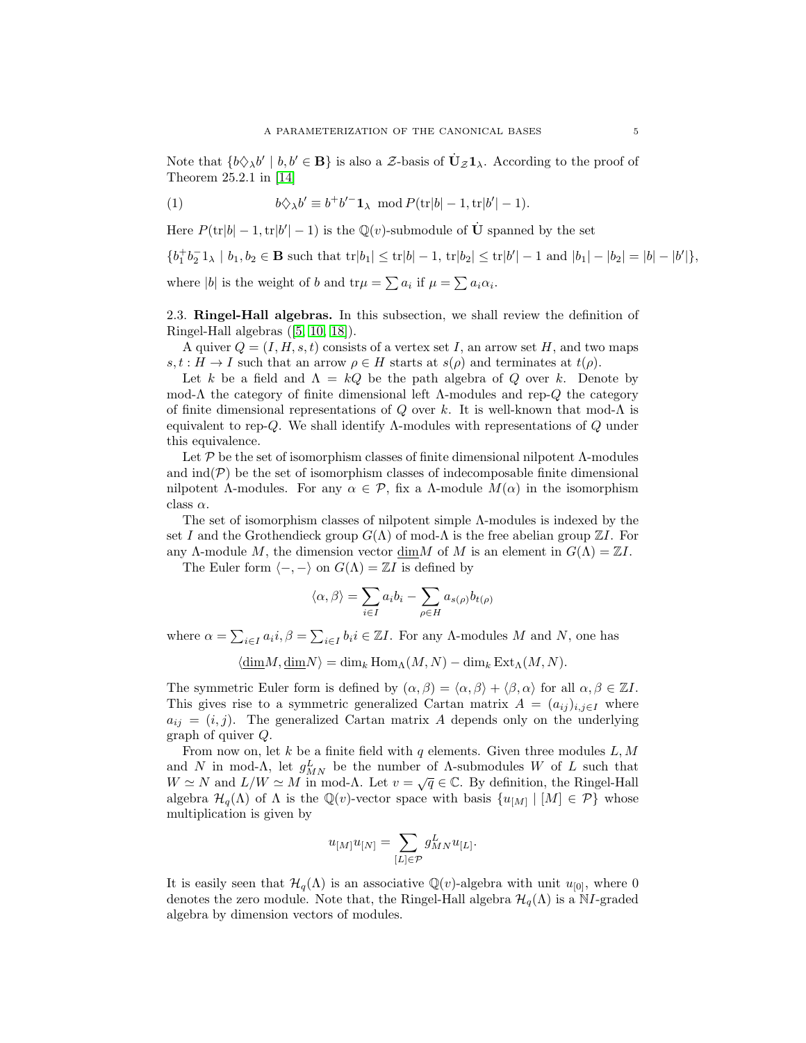Note that $\{b\diamondsuit_\lambda b' \mid b, b' \in \mathbf{B}\}$ is also a $\mathcal{Z}$-basis of $\dot{\mathbf{U}}_{\mathcal{Z}}\mathbf{1}_\lambda$. According to the proof of Theorem 25.2.1 in [14]

$$b\diamondsuit_\lambda b' \equiv b^+ b'^- \mathbf{1}_\lambda \mod P(\text{tr}|b| - 1, \text{tr}|b'| - 1). \tag{1}$$

Here $P(\text{tr}|b| - 1, \text{tr}|b'| - 1)$ is the $\mathbb{Q}(v)$-submodule of $\dot{\mathbf{U}}$ spanned by the set

$\{b_1^+ b_2^- 1_\lambda \mid b_1, b_2 \in \mathbf{B}$ such that $\text{tr}|b_1| \leq \text{tr}|b| - 1$, $\text{tr}|b_2| \leq \text{tr}|b'| - 1$ and $|b_1| - |b_2| = |b| - |b'|\}$,

where $|b|$ is the weight of $b$ and $\text{tr}\mu = \sum a_i$ if $\mu = \sum a_i \alpha_i$.

## 2.3. Ringel-Hall algebras.

In this subsection, we shall review the definition of Ringel-Hall algebras ([5, 10, 18]).

A quiver $Q = (I, H, s, t)$ consists of a vertex set $I$, an arrow set $H$, and two maps $s, t : H \to I$ such that an arrow $\rho \in H$ starts at $s(\rho)$ and terminates at $t(\rho)$.

Let $k$ be a field and $\Lambda = kQ$ be the path algebra of $Q$ over $k$. Denote by mod-$\Lambda$ the category of finite dimensional left $\Lambda$-modules and rep-$Q$ the category of finite dimensional representations of $Q$ over $k$. It is well-known that mod-$\Lambda$ is equivalent to rep-$Q$. We shall identify $\Lambda$-modules with representations of $Q$ under this equivalence.

Let $\mathcal{P}$ be the set of isomorphism classes of finite dimensional nilpotent $\Lambda$-modules and $\text{ind}(\mathcal{P})$ be the set of isomorphism classes of indecomposable finite dimensional nilpotent $\Lambda$-modules. For any $\alpha \in \mathcal{P}$, fix a $\Lambda$-module $M(\alpha)$ in the isomorphism class $\alpha$.

The set of isomorphism classes of nilpotent simple $\Lambda$-modules is indexed by the set $I$ and the Grothendieck group $G(\Lambda)$ of mod-$\Lambda$ is the free abelian group $\mathbb{Z}I$. For any $\Lambda$-module $M$, the dimension vector $\underline{\dim}M$ of $M$ is an element in $G(\Lambda) = \mathbb{Z}I$.

The Euler form $\langle -, - \rangle$ on $G(\Lambda) = \mathbb{Z}I$ is defined by

$$\langle \alpha, \beta \rangle = \sum_{i \in I} a_i b_i - \sum_{\rho \in H} a_{s(\rho)} b_{t(\rho)}$$

where $\alpha = \sum_{i \in I} a_i i, \beta = \sum_{i \in I} b_i i \in \mathbb{Z}I$. For any $\Lambda$-modules $M$ and $N$, one has

$$\langle \underline{\dim}M, \underline{\dim}N \rangle = \dim_k \text{Hom}_\Lambda(M, N) - \dim_k \text{Ext}_\Lambda(M, N).$$

The symmetric Euler form is defined by $(\alpha, \beta) = \langle \alpha, \beta \rangle + \langle \beta, \alpha \rangle$ for all $\alpha, \beta \in \mathbb{Z}I$. This gives rise to a symmetric generalized Cartan matrix $A = (a_{ij})_{i,j \in I}$ where $a_{ij} = (i, j)$. The generalized Cartan matrix $A$ depends only on the underlying graph of quiver $Q$.

From now on, let $k$ be a finite field with $q$ elements. Given three modules $L, M$ and $N$ in mod-$\Lambda$, let $g^L_{MN}$ be the number of $\Lambda$-submodules $W$ of $L$ such that $W \simeq N$ and $L/W \simeq M$ in mod-$\Lambda$. Let $v = \sqrt{q} \in \mathbb{C}$. By definition, the Ringel-Hall algebra $\mathcal{H}_q(\Lambda)$ of $\Lambda$ is the $\mathbb{Q}(v)$-vector space with basis $\{u_{[M]} \mid [M] \in \mathcal{P}\}$ whose multiplication is given by

$$u_{[M]} u_{[N]} = \sum_{[L] \in \mathcal{P}} g^L_{MN} u_{[L]}.$$

It is easily seen that $\mathcal{H}_q(\Lambda)$ is an associative $\mathbb{Q}(v)$-algebra with unit $u_{[0]}$, where $0$ denotes the zero module. Note that, the Ringel-Hall algebra $\mathcal{H}_q(\Lambda)$ is a $\mathbb{N}I$-graded algebra by dimension vectors of modules.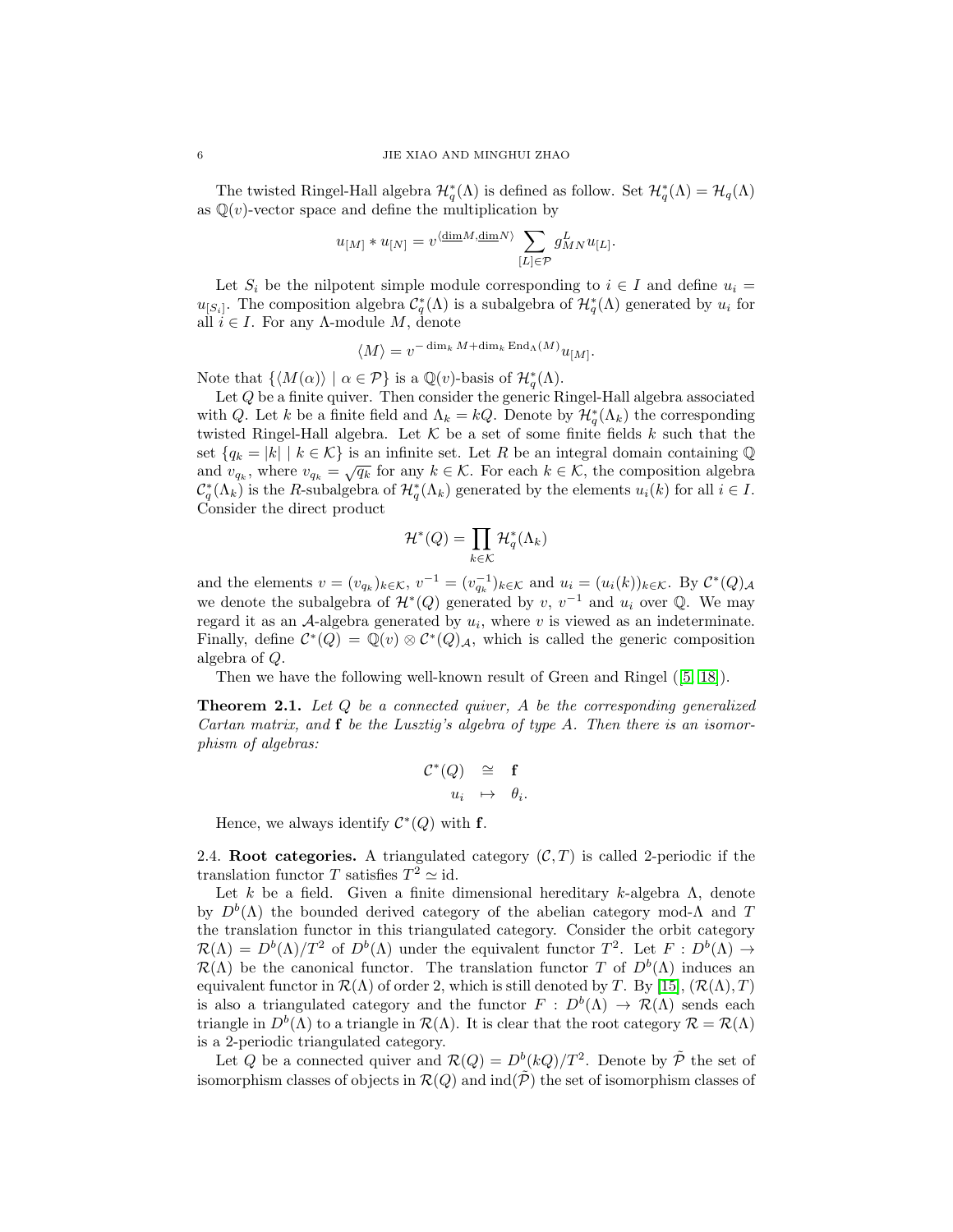The twisted Ringel-Hall algebra $\mathcal{H}_q^*(\Lambda)$ is defined as follow. Set $\mathcal{H}_q^*(\Lambda) = \mathcal{H}_q(\Lambda)$ as $\mathbb{Q}(v)$-vector space and define the multiplication by

$$u_{[M]} * u_{[N]} = v^{\langle \underline{\dim} M, \underline{\dim} N \rangle} \sum_{[L] \in \mathcal{P}} g_{MN}^L u_{[L]}.$$

Let $S_i$ be the nilpotent simple module corresponding to $i \in I$ and define $u_i = u_{[S_i]}$. The composition algebra $\mathcal{C}_q^*(\Lambda)$ is a subalgebra of $\mathcal{H}_q^*(\Lambda)$ generated by $u_i$ for all $i \in I$. For any $\Lambda$-module $M$, denote

$$\langle M \rangle = v^{-\dim_k M + \dim_k \mathrm{End}_\Lambda(M)} u_{[M]}.$$

Note that $\{\langle M(\alpha) \rangle \mid \alpha \in \mathcal{P}\}$ is a $\mathbb{Q}(v)$-basis of $\mathcal{H}_q^*(\Lambda)$.

Let $Q$ be a finite quiver. Then consider the generic Ringel-Hall algebra associated with $Q$. Let $k$ be a finite field and $\Lambda_k = kQ$. Denote by $\mathcal{H}_q^*(\Lambda_k)$ the corresponding twisted Ringel-Hall algebra. Let $\mathcal{K}$ be a set of some finite fields $k$ such that the set $\{q_k = |k| \mid k \in \mathcal{K}\}$ is an infinite set. Let $R$ be an integral domain containing $\mathbb{Q}$ and $v_{q_k}$, where $v_{q_k} = \sqrt{q_k}$ for any $k \in \mathcal{K}$. For each $k \in \mathcal{K}$, the composition algebra $\mathcal{C}_q^*(\Lambda_k)$ is the $R$-subalgebra of $\mathcal{H}_q^*(\Lambda_k)$ generated by the elements $u_i(k)$ for all $i \in I$. Consider the direct product

$$\mathcal{H}^*(Q) = \prod_{k \in \mathcal{K}} \mathcal{H}_q^*(\Lambda_k)$$

and the elements $v = (v_{q_k})_{k \in \mathcal{K}}$, $v^{-1} = (v_{q_k}^{-1})_{k \in \mathcal{K}}$ and $u_i = (u_i(k))_{k \in \mathcal{K}}$. By $\mathcal{C}^*(Q)_{\mathcal{A}}$ we denote the subalgebra of $\mathcal{H}^*(Q)$ generated by $v$, $v^{-1}$ and $u_i$ over $\mathbb{Q}$. We may regard it as an $\mathcal{A}$-algebra generated by $u_i$, where $v$ is viewed as an indeterminate. Finally, define $\mathcal{C}^*(Q) = \mathbb{Q}(v) \otimes \mathcal{C}^*(Q)_{\mathcal{A}}$, which is called the generic composition algebra of $Q$.

Then we have the following well-known result of Green and Ringel ([5, 18]).

**Theorem 2.1.** *Let $Q$ be a connected quiver, $A$ be the corresponding generalized Cartan matrix, and $\mathbf{f}$ be the Lusztig's algebra of type $A$. Then there is an isomorphism of algebras:*

$$\begin{array}{rcl} \mathcal{C}^*(Q) & \cong & \mathbf{f} \\ u_i & \mapsto & \theta_i. \end{array}$$

Hence, we always identify $\mathcal{C}^*(Q)$ with $\mathbf{f}$.

2.4. **Root categories.** A triangulated category $(\mathcal{C}, T)$ is called 2-periodic if the translation functor $T$ satisfies $T^2 \simeq \mathrm{id}$.

Let $k$ be a field. Given a finite dimensional hereditary $k$-algebra $\Lambda$, denote by $D^b(\Lambda)$ the bounded derived category of the abelian category mod-$\Lambda$ and $T$ the translation functor in this triangulated category. Consider the orbit category $\mathcal{R}(\Lambda) = D^b(\Lambda)/T^2$ of $D^b(\Lambda)$ under the equivalent functor $T^2$. Let $F : D^b(\Lambda) \to \mathcal{R}(\Lambda)$ be the canonical functor. The translation functor $T$ of $D^b(\Lambda)$ induces an equivalent functor in $\mathcal{R}(\Lambda)$ of order 2, which is still denoted by $T$. By [15], $(\mathcal{R}(\Lambda), T)$ is also a triangulated category and the functor $F : D^b(\Lambda) \to \mathcal{R}(\Lambda)$ sends each triangle in $D^b(\Lambda)$ to a triangle in $\mathcal{R}(\Lambda)$. It is clear that the root category $\mathcal{R} = \mathcal{R}(\Lambda)$ is a 2-periodic triangulated category.

Let $Q$ be a connected quiver and $\mathcal{R}(Q) = D^b(kQ)/T^2$. Denote by $\tilde{\mathcal{P}}$ the set of isomorphism classes of objects in $\mathcal{R}(Q)$ and $\mathrm{ind}(\tilde{\mathcal{P}})$ the set of isomorphism classes of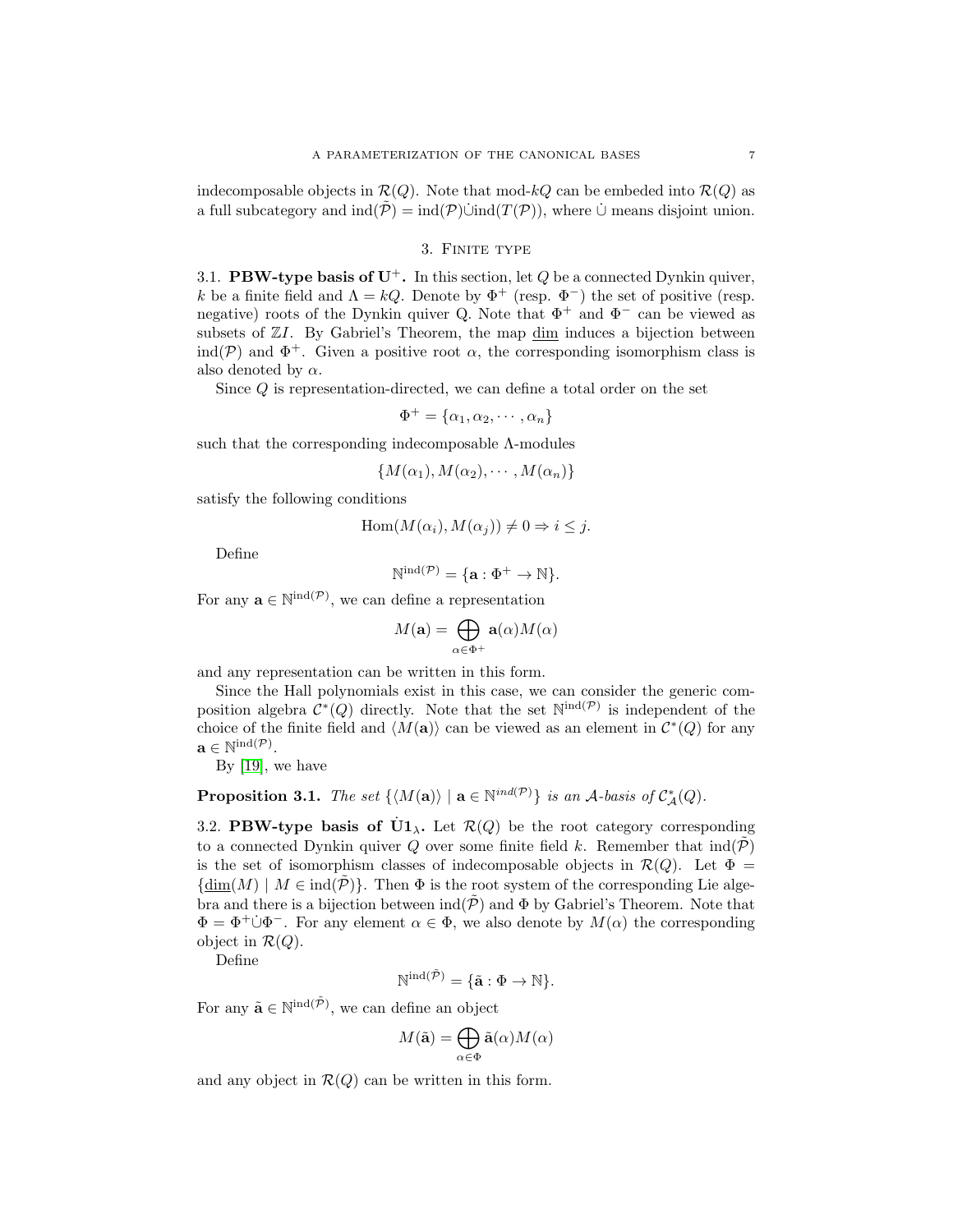indecomposable objects in $\mathcal{R}(Q)$. Note that mod-$kQ$ can be embeded into $\mathcal{R}(Q)$ as a full subcategory and $\text{ind}(\tilde{\mathcal{P}}) = \text{ind}(\mathcal{P})\dot{\cup}\text{ind}(T(\mathcal{P}))$, where $\dot{\cup}$ means disjoint union.

## 3. Finite type

3.1. **PBW-type basis of $\mathbf{U}^+$.** In this section, let $Q$ be a connected Dynkin quiver, $k$ be a finite field and $\Lambda = kQ$. Denote by $\Phi^+$ (resp. $\Phi^-$) the set of positive (resp. negative) roots of the Dynkin quiver Q. Note that $\Phi^+$ and $\Phi^-$ can be viewed as subsets of $\mathbb{Z}I$. By Gabriel's Theorem, the map $\underline{\dim}$ induces a bijection between $\text{ind}(\mathcal{P})$ and $\Phi^+$. Given a positive root $\alpha$, the corresponding isomorphism class is also denoted by $\alpha$.

Since $Q$ is representation-directed, we can define a total order on the set

$$\Phi^+ = \{\alpha_1, \alpha_2, \cdots, \alpha_n\}$$

such that the corresponding indecomposable $\Lambda$-modules

$$\{M(\alpha_1), M(\alpha_2), \cdots, M(\alpha_n)\}$$

satisfy the following conditions

$$\text{Hom}(M(\alpha_i), M(\alpha_j)) \neq 0 \Rightarrow i \leq j.$$

Define

$$\mathbb{N}^{\text{ind}(\mathcal{P})} = \{\mathbf{a} : \Phi^+ \to \mathbb{N}\}.$$

For any $\mathbf{a} \in \mathbb{N}^{\text{ind}(\mathcal{P})}$, we can define a representation

$$M(\mathbf{a}) = \bigoplus_{\alpha \in \Phi^+} \mathbf{a}(\alpha) M(\alpha)$$

and any representation can be written in this form.

Since the Hall polynomials exist in this case, we can consider the generic composition algebra $\mathcal{C}^*(Q)$ directly. Note that the set $\mathbb{N}^{\text{ind}(\mathcal{P})}$ is independent of the choice of the finite field and $\langle M(\mathbf{a}) \rangle$ can be viewed as an element in $\mathcal{C}^*(Q)$ for any $\mathbf{a} \in \mathbb{N}^{\text{ind}(\mathcal{P})}$.

By [19], we have

**Proposition 3.1.** *The set $\{\langle M(\mathbf{a}) \rangle \mid \mathbf{a} \in \mathbb{N}^{ind(\mathcal{P})}\}$ is an $\mathcal{A}$-basis of $\mathcal{C}^*_{\mathcal{A}}(Q)$.*

3.2. **PBW-type basis of $\dot{\mathbf{U}}\mathbf{1}_\lambda$.** Let $\mathcal{R}(Q)$ be the root category corresponding to a connected Dynkin quiver $Q$ over some finite field $k$. Remember that $\text{ind}(\tilde{\mathcal{P}})$ is the set of isomorphism classes of indecomposable objects in $\mathcal{R}(Q)$. Let $\Phi = \{\underline{\dim}(M) \mid M \in \text{ind}(\tilde{\mathcal{P}})\}$. Then $\Phi$ is the root system of the corresponding Lie algebra and there is a bijection between $\text{ind}(\tilde{\mathcal{P}})$ and $\Phi$ by Gabriel's Theorem. Note that $\Phi = \Phi^+ \dot{\cup} \Phi^-$. For any element $\alpha \in \Phi$, we also denote by $M(\alpha)$ the corresponding object in $\mathcal{R}(Q)$.

Define

$$\mathbb{N}^{\text{ind}(\tilde{\mathcal{P}})} = \{\tilde{\mathbf{a}} : \Phi \to \mathbb{N}\}.$$

For any $\tilde{\mathbf{a}} \in \mathbb{N}^{\text{ind}(\tilde{\mathcal{P}})}$, we can define an object

$$M(\tilde{\mathbf{a}}) = \bigoplus_{\alpha \in \Phi} \tilde{\mathbf{a}}(\alpha) M(\alpha)$$

and any object in $\mathcal{R}(Q)$ can be written in this form.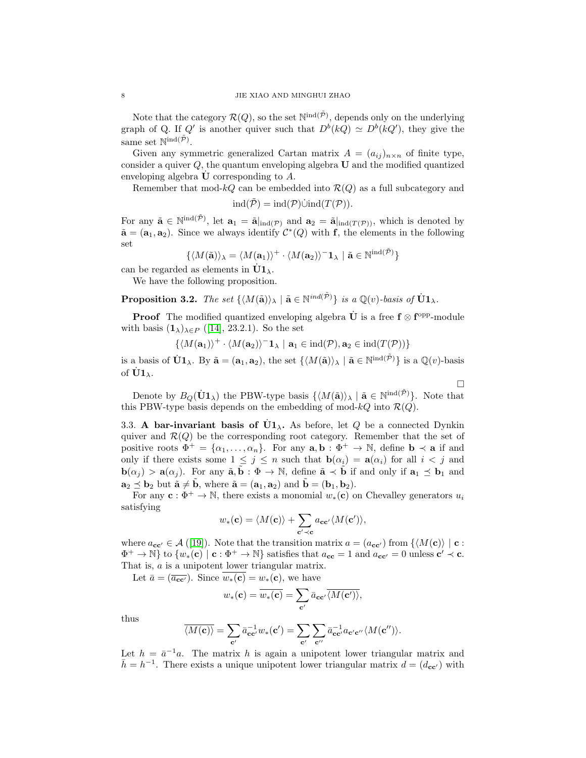Note that the category $\mathcal{R}(Q)$, so the set $\mathbb{N}^{\mathrm{ind}(\tilde{\mathcal{P}})}$, depends only on the underlying graph of Q. If $Q'$ is another quiver such that $D^b(kQ) \simeq D^b(kQ')$, they give the same set $\mathbb{N}^{\mathrm{ind}(\tilde{\mathcal{P}})}$.

Given any symmetric generalized Cartan matrix $A = (a_{ij})_{n\times n}$ of finite type, consider a quiver $Q$, the quantum enveloping algebra $\mathbf{U}$ and the modified quantized enveloping algebra $\dot{\mathbf{U}}$ corresponding to $A$.

Remember that mod-$kQ$ can be embedded into $\mathcal{R}(Q)$ as a full subcategory and

$$\mathrm{ind}(\tilde{\mathcal{P}}) = \mathrm{ind}(\mathcal{P}) \dot{\cup} \mathrm{ind}(T(\mathcal{P})).$$

For any $\tilde{\mathbf{a}} \in \mathbb{N}^{\mathrm{ind}(\tilde{\mathcal{P}})}$, let $\mathbf{a}_1 = \tilde{\mathbf{a}}|_{\mathrm{ind}(\mathcal{P})}$ and $\mathbf{a}_2 = \tilde{\mathbf{a}}|_{\mathrm{ind}(T(\mathcal{P}))}$, which is denoted by $\tilde{\mathbf{a}} = (\mathbf{a}_1, \mathbf{a}_2)$. Since we always identify $\mathcal{C}^*(Q)$ with $\mathbf{f}$, the elements in the following set

$$\{\langle M(\tilde{\mathbf{a}})\rangle_\lambda = \langle M(\mathbf{a}_1)\rangle^+ \cdot \langle M(\mathbf{a}_2)\rangle^- \mathbf{1}_\lambda \mid \tilde{\mathbf{a}} \in \mathbb{N}^{\mathrm{ind}(\tilde{\mathcal{P}})}\}$$

can be regarded as elements in $\dot{\mathbf{U}}\mathbf{1}_\lambda$.

We have the following proposition.

**Proposition 3.2.** *The set $\{\langle M(\tilde{\mathbf{a}})\rangle_\lambda \mid \tilde{\mathbf{a}} \in \mathbb{N}^{ind(\tilde{\mathcal{P}})}\}$ is a $\mathbb{Q}(v)$-basis of $\dot{\mathbf{U}}\mathbf{1}_\lambda$.*

**Proof** The modified quantized enveloping algebra $\dot{\mathbf{U}}$ is a free $\mathbf{f} \otimes \mathbf{f}^{\mathrm{opp}}$-module with basis $(\mathbf{1}_\lambda)_{\lambda \in P}$ ([14], 23.2.1). So the set

$$\{\langle M(\mathbf{a}_1)\rangle^+ \cdot \langle M(\mathbf{a}_2)\rangle^- \mathbf{1}_\lambda \mid \mathbf{a}_1 \in \mathrm{ind}(\mathcal{P}), \mathbf{a}_2 \in \mathrm{ind}(T(\mathcal{P}))\}$$

is a basis of $\dot{\mathbf{U}}\mathbf{1}_\lambda$. By $\tilde{\mathbf{a}} = (\mathbf{a}_1, \mathbf{a}_2)$, the set $\{\langle M(\tilde{\mathbf{a}})\rangle_\lambda \mid \tilde{\mathbf{a}} \in \mathbb{N}^{\mathrm{ind}(\tilde{\mathcal{P}})}\}$ is a $\mathbb{Q}(v)$-basis of $\dot{\mathbf{U}}\mathbf{1}_\lambda$.

□

Denote by $B_Q(\dot{\mathbf{U}}\mathbf{1}_\lambda)$ the PBW-type basis $\{\langle M(\tilde{\mathbf{a}})\rangle_\lambda \mid \tilde{\mathbf{a}} \in \mathbb{N}^{\mathrm{ind}(\tilde{\mathcal{P}})}\}$. Note that this PBW-type basis depends on the embedding of mod-$kQ$ into $\mathcal{R}(Q)$.

### 3.3. A bar-invariant basis of $\dot{\mathbf{U}}\mathbf{1}_\lambda$.

As before, let $Q$ be a connected Dynkin quiver and $\mathcal{R}(Q)$ be the corresponding root category. Remember that the set of positive roots $\Phi^+ = \{\alpha_1, \ldots, \alpha_n\}$. For any $\mathbf{a}, \mathbf{b} : \Phi^+ \to \mathbb{N}$, define $\mathbf{b} \prec \mathbf{a}$ if and only if there exists some $1 \le j \le n$ such that $\mathbf{b}(\alpha_i) = \mathbf{a}(\alpha_i)$ for all $i < j$ and $\mathbf{b}(\alpha_j) > \mathbf{a}(\alpha_j)$. For any $\tilde{\mathbf{a}}, \tilde{\mathbf{b}} : \Phi \to \mathbb{N}$, define $\tilde{\mathbf{a}} \prec \tilde{\mathbf{b}}$ if and only if $\mathbf{a}_1 \preceq \mathbf{b}_1$ and $\mathbf{a}_2 \preceq \mathbf{b}_2$ but $\tilde{\mathbf{a}} \neq \tilde{\mathbf{b}}$, where $\tilde{\mathbf{a}} = (\mathbf{a}_1, \mathbf{a}_2)$ and $\tilde{\mathbf{b}} = (\mathbf{b}_1, \mathbf{b}_2)$.

For any $\mathbf{c} : \Phi^+ \to \mathbb{N}$, there exists a monomial $w_*(\mathbf{c})$ on Chevalley generators $u_i$ satisfying

$$w_*(\mathbf{c}) = \langle M(\mathbf{c})\rangle + \sum_{\mathbf{c}' \prec \mathbf{c}} a_{\mathbf{c}\mathbf{c}'} \langle M(\mathbf{c}')\rangle,$$

where $a_{\mathbf{c}\mathbf{c}'} \in \mathcal{A}$ ([19]). Note that the transition matrix $a = (a_{\mathbf{c}\mathbf{c}'})$ from $\{\langle M(\mathbf{c})\rangle \mid \mathbf{c} : \Phi^+ \to \mathbb{N}\}$ to $\{w_*(\mathbf{c}) \mid \mathbf{c} : \Phi^+ \to \mathbb{N}\}$ satisfies that $a_{\mathbf{c}\mathbf{c}} = 1$ and $a_{\mathbf{c}\mathbf{c}'} = 0$ unless $\mathbf{c}' \prec \mathbf{c}$. That is, $a$ is a unipotent lower triangular matrix.

Let $\bar{a} = (\overline{a_{\mathbf{c}\mathbf{c}'}})$. Since $\overline{w_*(\mathbf{c})} = w_*(\mathbf{c})$, we have

$$w_*(\mathbf{c}) = \overline{w_*(\mathbf{c})} = \sum_{\mathbf{c}'} \bar{a}_{\mathbf{c}\mathbf{c}'} \overline{\langle M(\mathbf{c}')\rangle},$$

thus

$$\overline{\langle M(\mathbf{c})\rangle} = \sum_{\mathbf{c}'} \bar{a}^{-1}_{\mathbf{c}\mathbf{c}'} w_*(\mathbf{c}') = \sum_{\mathbf{c}'} \sum_{\mathbf{c}''} \bar{a}^{-1}_{\mathbf{c}\mathbf{c}'} a_{\mathbf{c}'\mathbf{c}''} \langle M(\mathbf{c}'')\rangle.$$

Let $h = \bar{a}^{-1}a$. The matrix $h$ is again a unipotent lower triangular matrix and $\bar{h} = h^{-1}$. There exists a unique unipotent lower triangular matrix $d = (d_{\mathbf{c}\mathbf{c}'})$ with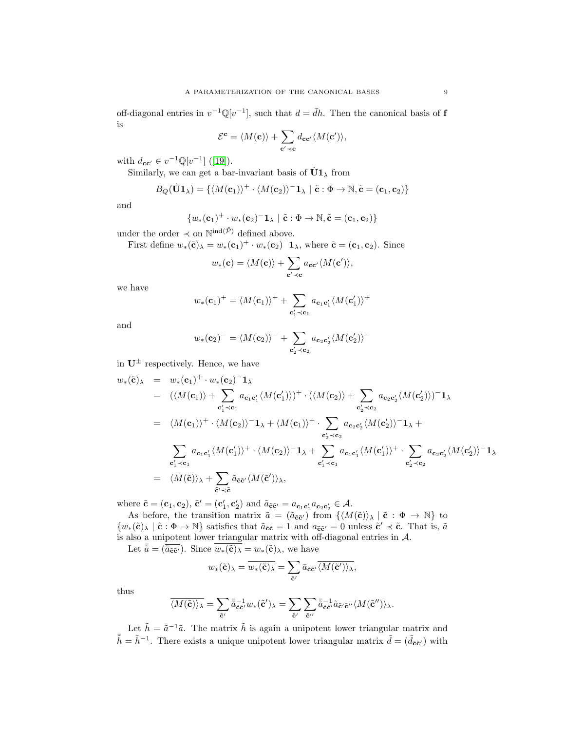off-diagonal entries in $v^{-1}\mathbb{Q}[v^{-1}]$, such that $d = \bar{d}h$. Then the canonical basis of $\mathbf{f}$ is

$$\mathcal{E}^{\mathbf{c}} = \langle M(\mathbf{c})\rangle + \sum_{\mathbf{c}' \prec \mathbf{c}} d_{\mathbf{c}\mathbf{c}'} \langle M(\mathbf{c}')\rangle,$$

with $d_{\mathbf{c}\mathbf{c}'} \in v^{-1}\mathbb{Q}[v^{-1}]$ ([19]).

Similarly, we can get a bar-invariant basis of $\dot{\mathbf{U}}\mathbf{1}_\lambda$ from

$$B_Q(\dot{\mathbf{U}}\mathbf{1}_\lambda) = \{\langle M(\mathbf{c}_1)\rangle^+ \cdot \langle M(\mathbf{c}_2)\rangle^- \mathbf{1}_\lambda \mid \tilde{\mathbf{c}} : \Phi \to \mathbb{N}, \tilde{\mathbf{c}} = (\mathbf{c}_1, \mathbf{c}_2)\}$$

and

$$\{w_*(\mathbf{c}_1)^+ \cdot w_*(\mathbf{c}_2)^- \mathbf{1}_\lambda \mid \tilde{\mathbf{c}} : \Phi \to \mathbb{N}, \tilde{\mathbf{c}} = (\mathbf{c}_1, \mathbf{c}_2)\}$$

under the order $\prec$ on $\mathbb{N}^{\mathrm{ind}(\tilde{\mathcal{P}})}$ defined above.

First define $w_*(\tilde{\mathbf{c}})_\lambda = w_*(\mathbf{c}_1)^+ \cdot w_*(\mathbf{c}_2)^- \mathbf{1}_\lambda$, where $\tilde{\mathbf{c}} = (\mathbf{c}_1, \mathbf{c}_2)$. Since

$$w_*(\mathbf{c}) = \langle M(\mathbf{c})\rangle + \sum_{\mathbf{c}' \prec \mathbf{c}} a_{\mathbf{c}\mathbf{c}'} \langle M(\mathbf{c}')\rangle,$$

we have

$$w_*(\mathbf{c}_1)^+ = \langle M(\mathbf{c}_1)\rangle^+ + \sum_{\mathbf{c}_1' \prec \mathbf{c}_1} a_{\mathbf{c}_1\mathbf{c}_1'} \langle M(\mathbf{c}_1')\rangle^+$$

and

$$w_*(\mathbf{c}_2)^- = \langle M(\mathbf{c}_2)\rangle^- + \sum_{\mathbf{c}_2' \prec \mathbf{c}_2} a_{\mathbf{c}_2\mathbf{c}_2'} \langle M(\mathbf{c}_2')\rangle^-$$

in $\mathbf{U}^\pm$ respectively. Hence, we have

$$\begin{aligned}
w_*(\tilde{\mathbf{c}})_\lambda &= w_*(\mathbf{c}_1)^+ \cdot w_*(\mathbf{c}_2)^- \mathbf{1}_\lambda \\
&= (\langle M(\mathbf{c}_1)\rangle + \sum_{\mathbf{c}_1' \prec \mathbf{c}_1} a_{\mathbf{c}_1\mathbf{c}_1'} \langle M(\mathbf{c}_1')\rangle)^+ \cdot (\langle M(\mathbf{c}_2)\rangle + \sum_{\mathbf{c}_2' \prec \mathbf{c}_2} a_{\mathbf{c}_2\mathbf{c}_2'} \langle M(\mathbf{c}_2')\rangle)^- \mathbf{1}_\lambda \\
&= \langle M(\mathbf{c}_1)\rangle^+ \cdot \langle M(\mathbf{c}_2)\rangle^- \mathbf{1}_\lambda + \langle M(\mathbf{c}_1)\rangle^+ \cdot \sum_{\mathbf{c}_2' \prec \mathbf{c}_2} a_{\mathbf{c}_2\mathbf{c}_2'} \langle M(\mathbf{c}_2')\rangle^- \mathbf{1}_\lambda + \\
&\quad \sum_{\mathbf{c}_1' \prec \mathbf{c}_1} a_{\mathbf{c}_1\mathbf{c}_1'} \langle M(\mathbf{c}_1')\rangle^+ \cdot \langle M(\mathbf{c}_2)\rangle^- \mathbf{1}_\lambda + \sum_{\mathbf{c}_1' \prec \mathbf{c}_1} a_{\mathbf{c}_1\mathbf{c}_1'} \langle M(\mathbf{c}_1')\rangle^+ \cdot \sum_{\mathbf{c}_2' \prec \mathbf{c}_2} a_{\mathbf{c}_2\mathbf{c}_2'} \langle M(\mathbf{c}_2')\rangle^- \mathbf{1}_\lambda \\
&= \langle M(\tilde{\mathbf{c}})\rangle_\lambda + \sum_{\tilde{\mathbf{c}}' \prec \tilde{\mathbf{c}}} \tilde{a}_{\tilde{\mathbf{c}}\tilde{\mathbf{c}}'} \langle M(\tilde{\mathbf{c}}')\rangle_\lambda,
\end{aligned}$$

where $\tilde{\mathbf{c}} = (\mathbf{c}_1, \mathbf{c}_2)$, $\tilde{\mathbf{c}}' = (\mathbf{c}_1', \mathbf{c}_2')$ and $\tilde{a}_{\tilde{\mathbf{c}}\tilde{\mathbf{c}}'} = a_{\mathbf{c}_1\mathbf{c}_1'} a_{\mathbf{c}_2\mathbf{c}_2'} \in \mathcal{A}$.

As before, the transition matrix $\tilde{a} = (\tilde{a}_{\tilde{\mathbf{c}}\tilde{\mathbf{c}}'})$ from $\{\langle M(\tilde{\mathbf{c}})\rangle_\lambda \mid \tilde{\mathbf{c}} : \Phi \to \mathbb{N}\}$ to $\{w_*(\tilde{\mathbf{c}})_\lambda \mid \tilde{\mathbf{c}} : \Phi \to \mathbb{N}\}$ satisfies that $\tilde{a}_{\tilde{\mathbf{c}}\tilde{\mathbf{c}}} = 1$ and $a_{\tilde{\mathbf{c}}\tilde{\mathbf{c}}'} = 0$ unless $\tilde{\mathbf{c}}' \prec \tilde{\mathbf{c}}$. That is, $\tilde{a}$ is also a unipotent lower triangular matrix with off-diagonal entries in $\mathcal{A}$.

Let $\bar{\tilde{a}} = (\overline{\tilde{a}_{\tilde{\mathbf{c}}\tilde{\mathbf{c}}'}})$. Since $\overline{w_*(\tilde{\mathbf{c}})_\lambda} = w_*(\tilde{\mathbf{c}})_\lambda$, we have

$$w_*(\tilde{\mathbf{c}})_\lambda = \overline{w_*(\tilde{\mathbf{c}})_\lambda} = \sum_{\tilde{\mathbf{c}}'} \bar{a}_{\tilde{\mathbf{c}}\tilde{\mathbf{c}}'} \overline{\langle M(\tilde{\mathbf{c}}')\rangle_\lambda},$$

thus

$$\overline{\langle M(\tilde{\mathbf{c}})\rangle_\lambda} = \sum_{\tilde{\mathbf{c}}'} \bar{\tilde{a}}^{-1}_{\tilde{\mathbf{c}}\tilde{\mathbf{c}}'} w_*(\tilde{\mathbf{c}}')_\lambda = \sum_{\tilde{\mathbf{c}}'} \sum_{\tilde{\mathbf{c}}''} \bar{\tilde{a}}^{-1}_{\tilde{\mathbf{c}}\tilde{\mathbf{c}}'} \tilde{a}_{\tilde{\mathbf{c}}'\tilde{\mathbf{c}}''} \langle M(\tilde{\mathbf{c}}'')\rangle_\lambda.$$

Let $\tilde{h} = \bar{\tilde{a}}^{-1}\tilde{a}$. The matrix $\tilde{h}$ is again a unipotent lower triangular matrix and $\bar{\tilde{h}} = \tilde{h}^{-1}$. There exists a unique unipotent lower triangular matrix $\tilde{d} = (\tilde{d}_{\tilde{\mathbf{c}}\tilde{\mathbf{c}}'})$ with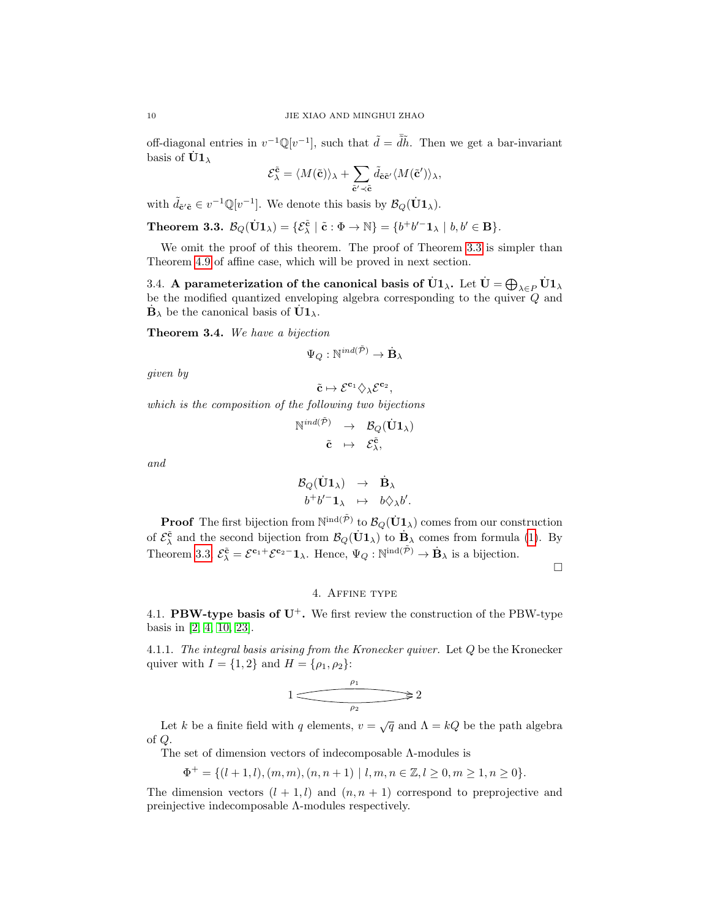off-diagonal entries in $v^{-1}\mathbb{Q}[v^{-1}]$, such that $\tilde{d} = \bar{\tilde{d}}\tilde{h}$. Then we get a bar-invariant basis of $\dot{\mathbf{U}}\mathbf{1}_\lambda$

$$\mathcal{E}_\lambda^{\tilde{\mathbf{c}}} = \langle M(\tilde{\mathbf{c}})\rangle_\lambda + \sum_{\tilde{\mathbf{c}}' \prec \tilde{\mathbf{c}}} \tilde{d}_{\tilde{\mathbf{c}}\tilde{\mathbf{c}}'} \langle M(\tilde{\mathbf{c}}')\rangle_\lambda,$$

with $\tilde{d}_{\tilde{\mathbf{c}}'\tilde{\mathbf{c}}} \in v^{-1}\mathbb{Q}[v^{-1}]$. We denote this basis by $\mathcal{B}_Q(\dot{\mathbf{U}}\mathbf{1}_\lambda)$.

**Theorem 3.3.** $\mathcal{B}_Q(\dot{\mathbf{U}}\mathbf{1}_\lambda) = \{\mathcal{E}_\lambda^{\tilde{\mathbf{c}}} \mid \tilde{\mathbf{c}} : \Phi \to \mathbb{N}\} = \{b^+ b'^- \mathbf{1}_\lambda \mid b, b' \in \mathbf{B}\}$.

We omit the proof of this theorem. The proof of Theorem 3.3 is simpler than Theorem 4.9 of affine case, which will be proved in next section.

3.4. **A parameterization of the canonical basis of $\dot{\mathbf{U}}\mathbf{1}_\lambda$.** Let $\dot{\mathbf{U}} = \bigoplus_{\lambda \in P} \dot{\mathbf{U}}\mathbf{1}_\lambda$ be the modified quantized enveloping algebra corresponding to the quiver $Q$ and $\dot{\mathbf{B}}_\lambda$ be the canonical basis of $\dot{\mathbf{U}}\mathbf{1}_\lambda$.

**Theorem 3.4.** *We have a bijection*

$$\Psi_Q : \mathbb{N}^{ind(\tilde{\mathcal{P}})} \to \dot{\mathbf{B}}_\lambda$$

*given by*

$$\tilde{\mathbf{c}} \mapsto \mathcal{E}^{\mathbf{c}_1} \diamondsuit_\lambda \mathcal{E}^{\mathbf{c}_2},$$

*which is the composition of the following two bijections*

$$\begin{array}{rcl} \mathbb{N}^{ind(\tilde{\mathcal{P}})} & \to & \mathcal{B}_Q(\dot{\mathbf{U}}\mathbf{1}_\lambda) \\ \tilde{\mathbf{c}} & \mapsto & \mathcal{E}_\lambda^{\tilde{\mathbf{c}}}, \end{array}$$

*and*

$$\begin{array}{rcl} \mathcal{B}_Q(\dot{\mathbf{U}}\mathbf{1}_\lambda) & \to & \dot{\mathbf{B}}_\lambda \\ b^+ b'^- \mathbf{1}_\lambda & \mapsto & b \diamondsuit_\lambda b'. \end{array}$$

**Proof** The first bijection from $\mathbb{N}^{\mathrm{ind}(\tilde{\mathcal{P}})}$ to $\mathcal{B}_Q(\dot{\mathbf{U}}\mathbf{1}_\lambda)$ comes from our construction of $\mathcal{E}_\lambda^{\tilde{\mathbf{c}}}$ and the second bijection from $\mathcal{B}_Q(\dot{\mathbf{U}}\mathbf{1}_\lambda)$ to $\dot{\mathbf{B}}_\lambda$ comes from formula (1). By Theorem 3.3, $\mathcal{E}_\lambda^{\tilde{\mathbf{c}}} = \mathcal{E}^{\mathbf{c}_1 +} \mathcal{E}^{\mathbf{c}_2 -} \mathbf{1}_\lambda$. Hence, $\Psi_Q : \mathbb{N}^{\mathrm{ind}(\tilde{\mathcal{P}})} \to \dot{\mathbf{B}}_\lambda$ is a bijection. □

## 4. Affine type

4.1. **PBW-type basis of $\mathbf{U}^+$.** We first review the construction of the PBW-type basis in [2, 4, 10, 23].

4.1.1. *The integral basis arising from the Kronecker quiver.* Let $Q$ be the Kronecker quiver with $I = \{1, 2\}$ and $H = \{\rho_1, \rho_2\}$:

$$1 \overset{\rho_1}{\underset{\rho_2}{\rightrightarrows}} 2$$

Let $k$ be a finite field with $q$ elements, $v = \sqrt{q}$ and $\Lambda = kQ$ be the path algebra of $Q$.

The set of dimension vectors of indecomposable $\Lambda$-modules is

$$\Phi^+ = \{(l+1, l), (m, m), (n, n+1) \mid l, m, n \in \mathbb{Z}, l \geq 0, m \geq 1, n \geq 0\}.$$

The dimension vectors $(l+1, l)$ and $(n, n+1)$ correspond to preprojective and preinjective indecomposable $\Lambda$-modules respectively.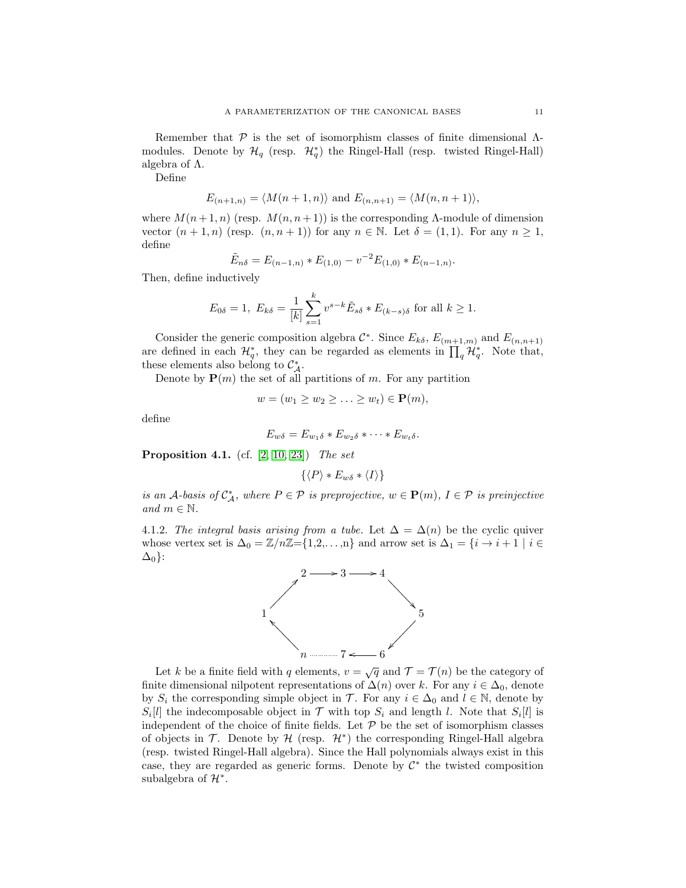Remember that $\mathcal{P}$ is the set of isomorphism classes of finite dimensional $\Lambda$-modules. Denote by $\mathcal{H}_q$ (resp. $\mathcal{H}_q^*$) the Ringel-Hall (resp. twisted Ringel-Hall) algebra of $\Lambda$.

Define

$$E_{(n+1,n)} = \langle M(n+1,n)\rangle \text{ and } E_{(n,n+1)} = \langle M(n,n+1)\rangle,$$

where $M(n+1,n)$ (resp. $M(n,n+1)$) is the corresponding $\Lambda$-module of dimension vector $(n+1,n)$ (resp. $(n,n+1)$) for any $n \in \mathbb{N}$. Let $\delta = (1,1)$. For any $n \geq 1$, define

$$\tilde{E}_{n\delta} = E_{(n-1,n)} * E_{(1,0)} - v^{-2}E_{(1,0)} * E_{(n-1,n)}.$$

Then, define inductively

$$E_{0\delta} = 1,\ E_{k\delta} = \frac{1}{[k]}\sum_{s=1}^{k} v^{s-k}\tilde{E}_{s\delta} * E_{(k-s)\delta} \text{ for all } k \geq 1.$$

Consider the generic composition algebra $\mathcal{C}^*$. Since $E_{k\delta}$, $E_{(m+1,m)}$ and $E_{(n,n+1)}$ are defined in each $\mathcal{H}_q^*$, they can be regarded as elements in $\prod_q \mathcal{H}_q^*$. Note that, these elements also belong to $\mathcal{C}^*_{\mathcal{A}}$.

Denote by $\mathbf{P}(m)$ the set of all partitions of $m$. For any partition

$$w = (w_1 \geq w_2 \geq \ldots \geq w_t) \in \mathbf{P}(m),$$

define

$$E_{w\delta} = E_{w_1\delta} * E_{w_2\delta} * \cdots * E_{w_t\delta}.$$

**Proposition 4.1.** (cf. [2, 10, 23]) *The set*

$$\{\langle P\rangle * E_{w\delta} * \langle I\rangle\}$$

*is an $\mathcal{A}$-basis of $\mathcal{C}^*_{\mathcal{A}}$, where $P \in \mathcal{P}$ is preprojective, $w \in \mathbf{P}(m)$, $I \in \mathcal{P}$ is preinjective and $m \in \mathbb{N}$.*

4.1.2. *The integral basis arising from a tube.* Let $\Delta = \Delta(n)$ be the cyclic quiver whose vertex set is $\Delta_0 = \mathbb{Z}/n\mathbb{Z}$={1,2,...,n} and arrow set is $\Delta_1 = \{i \to i+1 \mid i \in \Delta_0\}$:

$$\begin{array}{ccccc} & 2 \longrightarrow 3 \longrightarrow 4 & \\ \nearrow & & \searrow \\ 1 & & 5 \\ \nwarrow & & \swarrow \\ & n \cdots\cdots 7 \longleftarrow 6 & \end{array}$$

Let $k$ be a finite field with $q$ elements, $v = \sqrt{q}$ and $\mathcal{T} = \mathcal{T}(n)$ be the category of finite dimensional nilpotent representations of $\Delta(n)$ over $k$. For any $i \in \Delta_0$, denote by $S_i$ the corresponding simple object in $\mathcal{T}$. For any $i \in \Delta_0$ and $l \in \mathbb{N}$, denote by $S_i[l]$ the indecomposable object in $\mathcal{T}$ with top $S_i$ and length $l$. Note that $S_i[l]$ is independent of the choice of finite fields. Let $\mathcal{P}$ be the set of isomorphism classes of objects in $\mathcal{T}$. Denote by $\mathcal{H}$ (resp. $\mathcal{H}^*$) the corresponding Ringel-Hall algebra (resp. twisted Ringel-Hall algebra). Since the Hall polynomials always exist in this case, they are regarded as generic forms. Denote by $\mathcal{C}^*$ the twisted composition subalgebra of $\mathcal{H}^*$.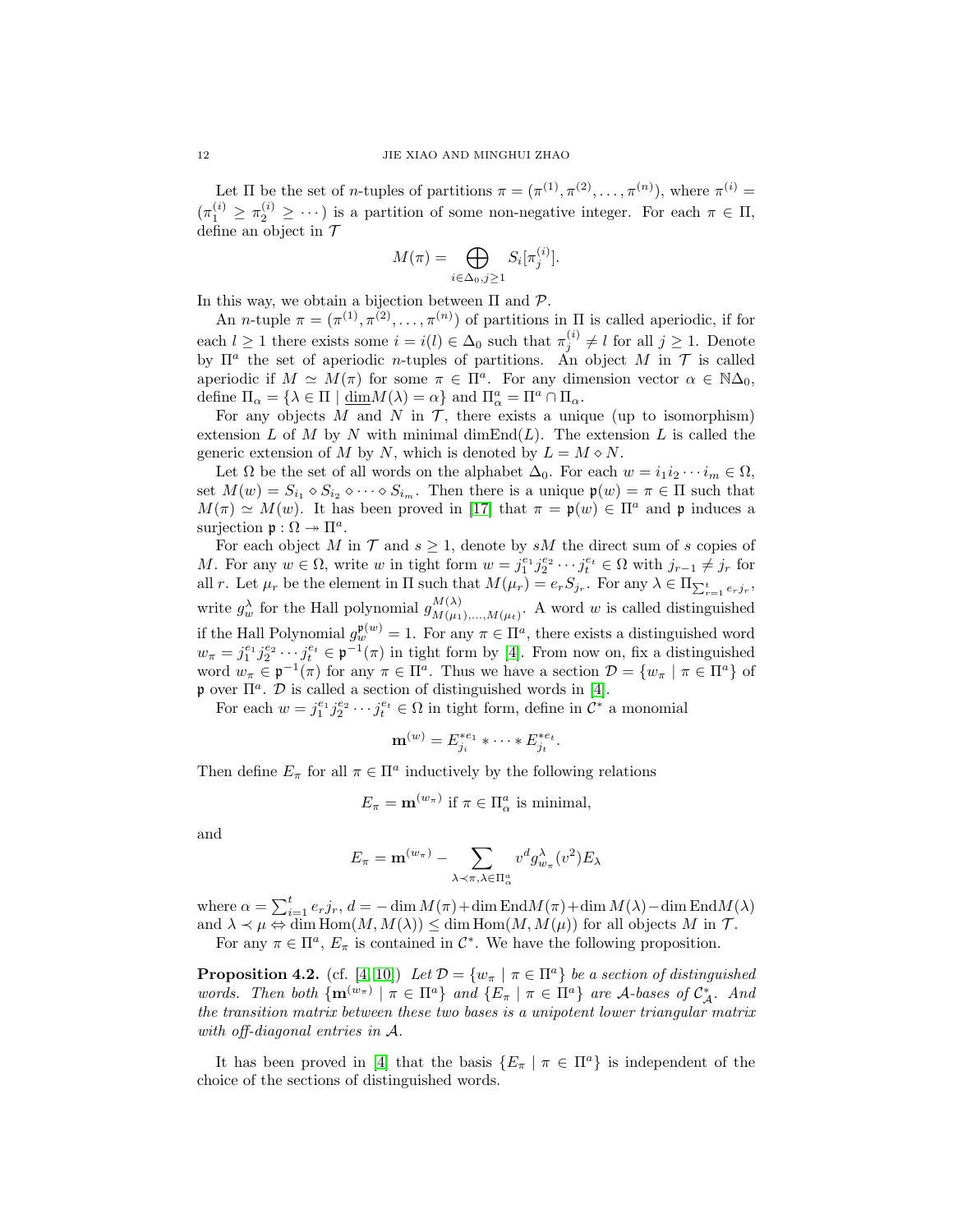Let $\Pi$ be the set of $n$-tuples of partitions $\pi = (\pi^{(1)}, \pi^{(2)}, \ldots, \pi^{(n)})$, where $\pi^{(i)} = (\pi_1^{(i)} \geq \pi_2^{(i)} \geq \cdots)$ is a partition of some non-negative integer. For each $\pi \in \Pi$, define an object in $\mathcal{T}$

$$M(\pi) = \bigoplus_{i \in \Delta_0, j \geq 1} S_i[\pi_j^{(i)}].$$

In this way, we obtain a bijection between $\Pi$ and $\mathcal{P}$.

An $n$-tuple $\pi = (\pi^{(1)}, \pi^{(2)}, \ldots, \pi^{(n)})$ of partitions in $\Pi$ is called aperiodic, if for each $l \geq 1$ there exists some $i = i(l) \in \Delta_0$ such that $\pi_j^{(i)} \neq l$ for all $j \geq 1$. Denote by $\Pi^a$ the set of aperiodic $n$-tuples of partitions. An object $M$ in $\mathcal{T}$ is called aperiodic if $M \simeq M(\pi)$ for some $\pi \in \Pi^a$. For any dimension vector $\alpha \in \mathbb{N}\Delta_0$, define $\Pi_\alpha = \{\lambda \in \Pi \mid \underline{\dim} M(\lambda) = \alpha\}$ and $\Pi_\alpha^a = \Pi^a \cap \Pi_\alpha$.

For any objects $M$ and $N$ in $\mathcal{T}$, there exists a unique (up to isomorphism) extension $L$ of $M$ by $N$ with minimal $\dim \mathrm{End}(L)$. The extension $L$ is called the generic extension of $M$ by $N$, which is denoted by $L = M \diamond N$.

Let $\Omega$ be the set of all words on the alphabet $\Delta_0$. For each $w = i_1 i_2 \cdots i_m \in \Omega$, set $M(w) = S_{i_1} \diamond S_{i_2} \diamond \cdots \diamond S_{i_m}$. Then there is a unique $\mathfrak{p}(w) = \pi \in \Pi$ such that $M(\pi) \simeq M(w)$. It has been proved in [17] that $\pi = \mathfrak{p}(w) \in \Pi^a$ and $\mathfrak{p}$ induces a surjection $\mathfrak{p} : \Omega \twoheadrightarrow \Pi^a$.

For each object $M$ in $\mathcal{T}$ and $s \geq 1$, denote by $sM$ the direct sum of $s$ copies of $M$. For any $w \in \Omega$, write $w$ in tight form $w = j_1^{e_1} j_2^{e_2} \cdots j_t^{e_t} \in \Omega$ with $j_{r-1} \neq j_r$ for all $r$. Let $\mu_r$ be the element in $\Pi$ such that $M(\mu_r) = e_r S_{j_r}$. For any $\lambda \in \Pi_{\sum_{r=1}^t e_r j_r}$, write $g_w^\lambda$ for the Hall polynomial $g_{M(\mu_1), \ldots, M(\mu_t)}^{M(\lambda)}$. A word $w$ is called distinguished if the Hall Polynomial $g_w^{\mathfrak{p}(w)} = 1$. For any $\pi \in \Pi^a$, there exists a distinguished word $w_\pi = j_1^{e_1} j_2^{e_2} \cdots j_t^{e_t} \in \mathfrak{p}^{-1}(\pi)$ in tight form by [4]. From now on, fix a distinguished word $w_\pi \in \mathfrak{p}^{-1}(\pi)$ for any $\pi \in \Pi^a$. Thus we have a section $\mathcal{D} = \{w_\pi \mid \pi \in \Pi^a\}$ of $\mathfrak{p}$ over $\Pi^a$. $\mathcal{D}$ is called a section of distinguished words in [4].

For each $w = j_1^{e_1} j_2^{e_2} \cdots j_t^{e_t} \in \Omega$ in tight form, define in $\mathcal{C}^*$ a monomial

$$\mathbf{m}^{(w)} = E_{j_i}^{*e_1} * \cdots * E_{j_t}^{*e_t}.$$

Then define $E_\pi$ for all $\pi \in \Pi^a$ inductively by the following relations

$$E_\pi = \mathbf{m}^{(w_\pi)} \text{ if } \pi \in \Pi_\alpha^a \text{ is minimal,}$$

and

$$E_\pi = \mathbf{m}^{(w_\pi)} - \sum_{\lambda \prec \pi, \lambda \in \Pi_\alpha^a} v^d g_{w_\pi}^\lambda(v^2) E_\lambda$$

where $\alpha = \sum_{i=1}^t e_r j_r$, $d = -\dim M(\pi) + \dim \mathrm{End} M(\pi) + \dim M(\lambda) - \dim \mathrm{End} M(\lambda)$ and $\lambda \prec \mu \Leftrightarrow \dim \mathrm{Hom}(M, M(\lambda)) \leq \dim \mathrm{Hom}(M, M(\mu))$ for all objects $M$ in $\mathcal{T}$.

For any $\pi \in \Pi^a$, $E_\pi$ is contained in $\mathcal{C}^*$. We have the following proposition.

**Proposition 4.2.** (cf. [4, 10]) *Let $\mathcal{D} = \{w_\pi \mid \pi \in \Pi^a\}$ be a section of distinguished words. Then both $\{\mathbf{m}^{(w_\pi)} \mid \pi \in \Pi^a\}$ and $\{E_\pi \mid \pi \in \Pi^a\}$ are $\mathcal{A}$-bases of $\mathcal{C}_\mathcal{A}^*$. And the transition matrix between these two bases is a unipotent lower triangular matrix with off-diagonal entries in $\mathcal{A}$.*

It has been proved in [4] that the basis $\{E_\pi \mid \pi \in \Pi^a\}$ is independent of the choice of the sections of distinguished words.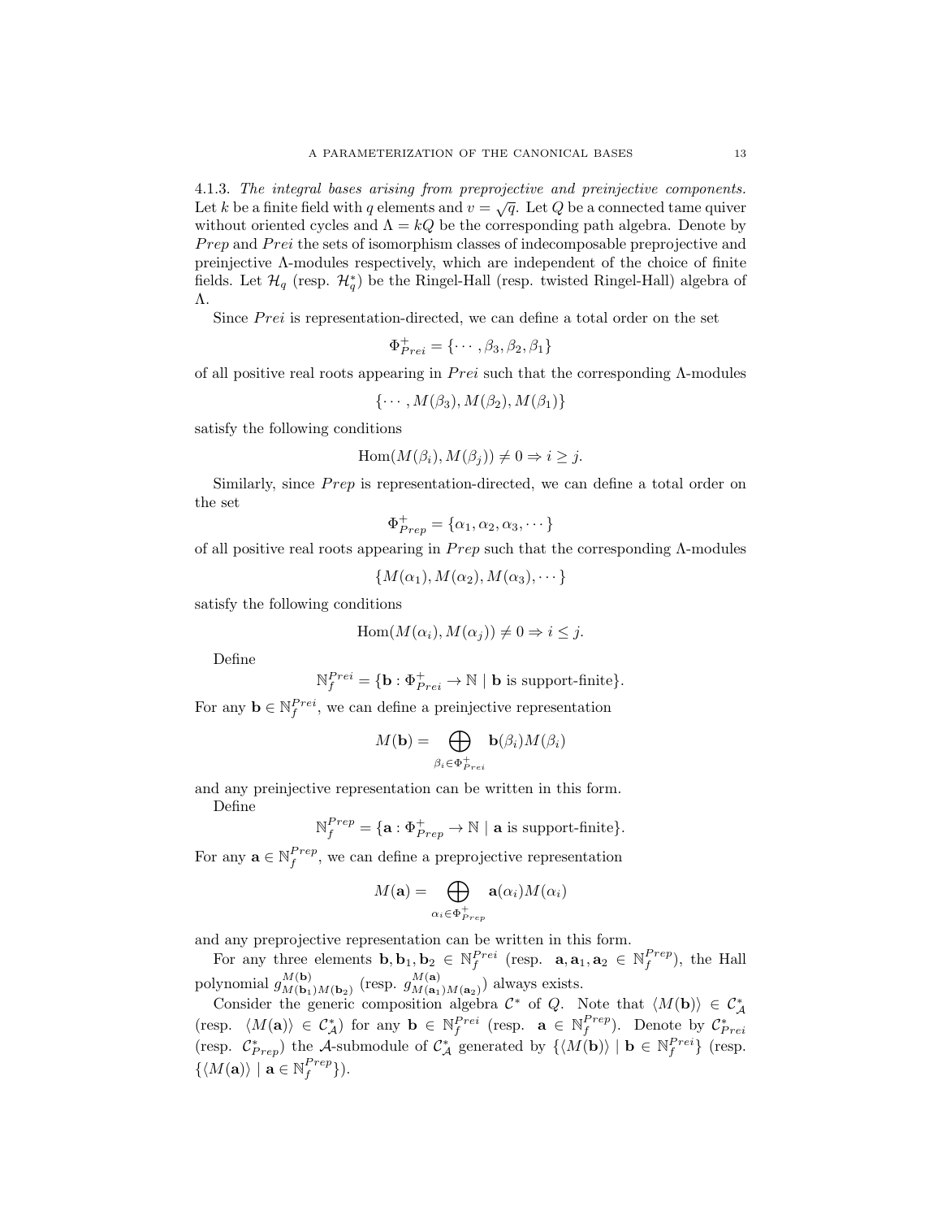4.1.3. *The integral bases arising from preprojective and preinjective components.* Let $k$ be a finite field with $q$ elements and $v = \sqrt{q}$. Let $Q$ be a connected tame quiver without oriented cycles and $\Lambda = kQ$ be the corresponding path algebra. Denote by $Prep$ and $Prei$ the sets of isomorphism classes of indecomposable preprojective and preinjective $\Lambda$-modules respectively, which are independent of the choice of finite fields. Let $\mathcal{H}_q$ (resp. $\mathcal{H}_q^*$) be the Ringel-Hall (resp. twisted Ringel-Hall) algebra of $\Lambda$.

Since $Prei$ is representation-directed, we can define a total order on the set

$$\Phi^+_{Prei} = \{\cdots, \beta_3, \beta_2, \beta_1\}$$

of all positive real roots appearing in $Prei$ such that the corresponding $\Lambda$-modules

$$\{\cdots, M(\beta_3), M(\beta_2), M(\beta_1)\}$$

satisfy the following conditions

$$\mathrm{Hom}(M(\beta_i), M(\beta_j)) \neq 0 \Rightarrow i \geq j.$$

Similarly, since $Prep$ is representation-directed, we can define a total order on the set

$$\Phi^+_{Prep} = \{\alpha_1, \alpha_2, \alpha_3, \cdots\}$$

of all positive real roots appearing in $Prep$ such that the corresponding $\Lambda$-modules

$$\{M(\alpha_1), M(\alpha_2), M(\alpha_3), \cdots\}$$

satisfy the following conditions

$$\mathrm{Hom}(M(\alpha_i), M(\alpha_j)) \neq 0 \Rightarrow i \leq j.$$

Define

$$\mathbb{N}_f^{Prei} = \{\mathbf{b} : \Phi^+_{Prei} \to \mathbb{N} \mid \mathbf{b} \text{ is support-finite}\}.$$

For any $\mathbf{b} \in \mathbb{N}_f^{Prei}$, we can define a preinjective representation

$$M(\mathbf{b}) = \bigoplus_{\beta_i \in \Phi^+_{Prei}} \mathbf{b}(\beta_i) M(\beta_i)$$

and any preinjective representation can be written in this form.

Define

$$\mathbb{N}_f^{Prep} = \{\mathbf{a} : \Phi^+_{Prep} \to \mathbb{N} \mid \mathbf{a} \text{ is support-finite}\}.$$

For any $\mathbf{a} \in \mathbb{N}_f^{Prep}$, we can define a preprojective representation

$$M(\mathbf{a}) = \bigoplus_{\alpha_i \in \Phi^+_{Prep}} \mathbf{a}(\alpha_i) M(\alpha_i)$$

and any preprojective representation can be written in this form.

For any three elements $\mathbf{b}, \mathbf{b}_1, \mathbf{b}_2 \in \mathbb{N}_f^{Prei}$ (resp. $\mathbf{a}, \mathbf{a}_1, \mathbf{a}_2 \in \mathbb{N}_f^{Prep}$), the Hall polynomial $g^{M(\mathbf{b})}_{M(\mathbf{b}_1)M(\mathbf{b}_2)}$ (resp. $g^{M(\mathbf{a})}_{M(\mathbf{a}_1)M(\mathbf{a}_2)}$) always exists.

Consider the generic composition algebra $\mathcal{C}^*$ of $Q$. Note that $\langle M(\mathbf{b})\rangle \in \mathcal{C}^*_{\mathcal{A}}$ (resp. $\langle M(\mathbf{a})\rangle \in \mathcal{C}^*_{\mathcal{A}}$) for any $\mathbf{b} \in \mathbb{N}_f^{Prei}$ (resp. $\mathbf{a} \in \mathbb{N}_f^{Prep}$). Denote by $\mathcal{C}^*_{Prei}$ (resp. $\mathcal{C}^*_{Prep}$) the $\mathcal{A}$-submodule of $\mathcal{C}^*_{\mathcal{A}}$ generated by $\{\langle M(\mathbf{b})\rangle \mid \mathbf{b} \in \mathbb{N}_f^{Prei}\}$ (resp. $\{\langle M(\mathbf{a})\rangle \mid \mathbf{a} \in \mathbb{N}_f^{Prep}\}$).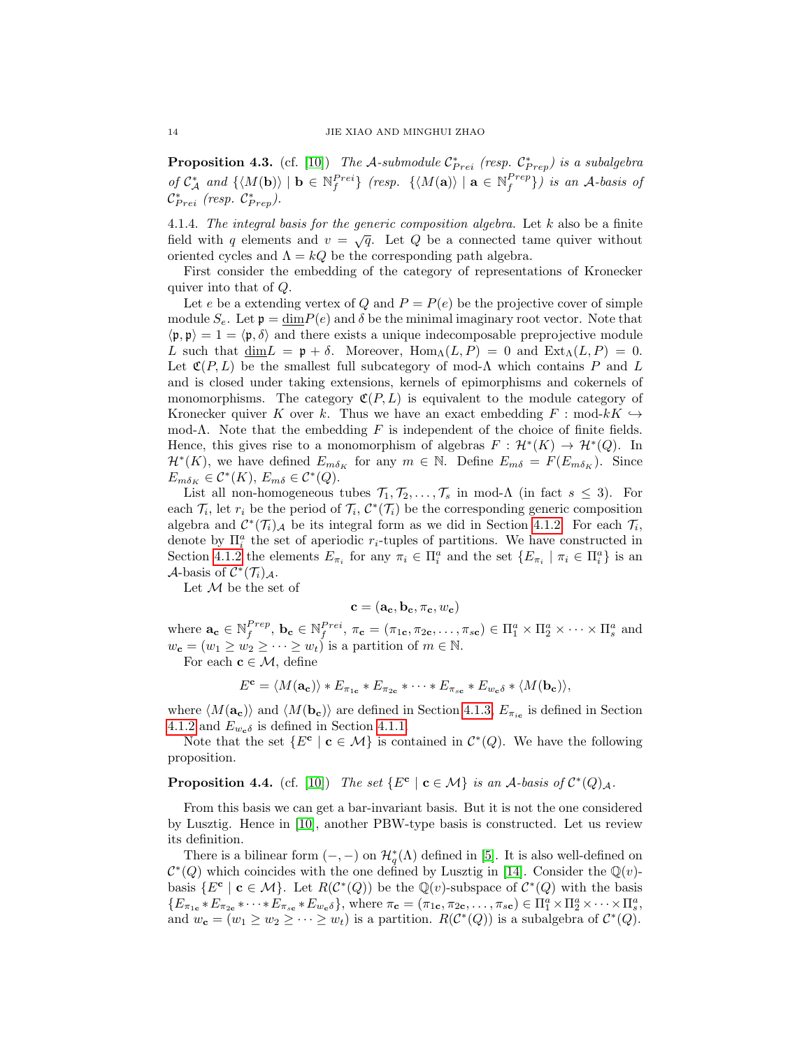**Proposition 4.3.** (cf. [10]) *The $\mathcal{A}$-submodule $\mathcal{C}^*_{Prei}$ (resp. $\mathcal{C}^*_{Prep}$) is a subalgebra of $\mathcal{C}^*_{\mathcal{A}}$ and $\{\langle M(\mathbf{b})\rangle \mid \mathbf{b} \in \mathbb{N}_f^{Prei}\}$ (resp. $\{\langle M(\mathbf{a})\rangle \mid \mathbf{a} \in \mathbb{N}_f^{Prep}\}$) is an $\mathcal{A}$-basis of $\mathcal{C}^*_{Prei}$ (resp. $\mathcal{C}^*_{Prep}$).*

4.1.4. *The integral basis for the generic composition algebra.* Let $k$ also be a finite field with $q$ elements and $v = \sqrt{q}$. Let $Q$ be a connected tame quiver without oriented cycles and $\Lambda = kQ$ be the corresponding path algebra.

First consider the embedding of the category of representations of Kronecker quiver into that of $Q$.

Let $e$ be a extending vertex of $Q$ and $P = P(e)$ be the projective cover of simple module $S_e$. Let $\mathfrak{p} = \underline{\dim} P(e)$ and $\delta$ be the minimal imaginary root vector. Note that $\langle \mathfrak{p}, \mathfrak{p}\rangle = 1 = \langle \mathfrak{p}, \delta\rangle$ and there exists a unique indecomposable preprojective module $L$ such that $\underline{\dim} L = \mathfrak{p} + \delta$. Moreover, $\mathrm{Hom}_\Lambda(L, P) = 0$ and $\mathrm{Ext}_\Lambda(L, P) = 0$. Let $\mathfrak{C}(P, L)$ be the smallest full subcategory of mod-$\Lambda$ which contains $P$ and $L$ and is closed under taking extensions, kernels of epimorphisms and cokernels of monomorphisms. The category $\mathfrak{C}(P, L)$ is equivalent to the module category of Kronecker quiver $K$ over $k$. Thus we have an exact embedding $F : \text{mod-}kK \hookrightarrow \text{mod-}\Lambda$. Note that the embedding $F$ is independent of the choice of finite fields. Hence, this gives rise to a monomorphism of algebras $F : \mathcal{H}^*(K) \to \mathcal{H}^*(Q)$. In $\mathcal{H}^*(K)$, we have defined $E_{m\delta_K}$ for any $m \in \mathbb{N}$. Define $E_{m\delta} = F(E_{m\delta_K})$. Since $E_{m\delta_K} \in \mathcal{C}^*(K)$, $E_{m\delta} \in \mathcal{C}^*(Q)$.

List all non-homogeneous tubes $\mathcal{T}_1, \mathcal{T}_2, \ldots, \mathcal{T}_s$ in mod-$\Lambda$ (in fact $s \leq 3$). For each $\mathcal{T}_i$, let $r_i$ be the period of $\mathcal{T}_i$, $\mathcal{C}^*(\mathcal{T}_i)$ be the corresponding generic composition algebra and $\mathcal{C}^*(\mathcal{T}_i)_{\mathcal{A}}$ be its integral form as we did in Section 4.1.2. For each $\mathcal{T}_i$, denote by $\Pi_i^a$ the set of aperiodic $r_i$-tuples of partitions. We have constructed in Section 4.1.2 the elements $E_{\pi_i}$ for any $\pi_i \in \Pi_i^a$ and the set $\{E_{\pi_i} \mid \pi_i \in \Pi_i^a\}$ is an $\mathcal{A}$-basis of $\mathcal{C}^*(\mathcal{T}_i)_{\mathcal{A}}$.

Let $\mathcal{M}$ be the set of

$$\mathbf{c} = (\mathbf{a}_\mathbf{c}, \mathbf{b}_\mathbf{c}, \pi_\mathbf{c}, w_\mathbf{c})$$

where $\mathbf{a}_\mathbf{c} \in \mathbb{N}_f^{Prep}$, $\mathbf{b}_\mathbf{c} \in \mathbb{N}_f^{Prei}$, $\pi_\mathbf{c} = (\pi_{1\mathbf{c}}, \pi_{2\mathbf{c}}, \ldots, \pi_{s\mathbf{c}}) \in \Pi_1^a \times \Pi_2^a \times \cdots \times \Pi_s^a$ and $w_\mathbf{c} = (w_1 \geq w_2 \geq \cdots \geq w_t)$ is a partition of $m \in \mathbb{N}$.

For each $\mathbf{c} \in \mathcal{M}$, define

$$E^\mathbf{c} = \langle M(\mathbf{a}_\mathbf{c})\rangle * E_{\pi_{1\mathbf{c}}} * E_{\pi_{2\mathbf{c}}} * \cdots * E_{\pi_{s\mathbf{c}}} * E_{w_\mathbf{c}\delta} * \langle M(\mathbf{b}_\mathbf{c})\rangle,$$

where $\langle M(\mathbf{a}_\mathbf{c})\rangle$ and $\langle M(\mathbf{b}_\mathbf{c})\rangle$ are defined in Section 4.1.3, $E_{\pi_{i\mathbf{c}}}$ is defined in Section 4.1.2 and $E_{w_\mathbf{c}\delta}$ is defined in Section 4.1.1.

Note that the set $\{E^\mathbf{c} \mid \mathbf{c} \in \mathcal{M}\}$ is contained in $\mathcal{C}^*(Q)$. We have the following proposition.

**Proposition 4.4.** (cf. [10]) *The set $\{E^\mathbf{c} \mid \mathbf{c} \in \mathcal{M}\}$ is an $\mathcal{A}$-basis of $\mathcal{C}^*(Q)_{\mathcal{A}}$.*

From this basis we can get a bar-invariant basis. But it is not the one considered by Lusztig. Hence in [10], another PBW-type basis is constructed. Let us review its definition.

There is a bilinear form $(-,-)$ on $\mathcal{H}_q^*(\Lambda)$ defined in [5]. It is also well-defined on $\mathcal{C}^*(Q)$ which coincides with the one defined by Lusztig in [14]. Consider the $\mathbb{Q}(v)$-basis $\{E^\mathbf{c} \mid \mathbf{c} \in \mathcal{M}\}$. Let $R(\mathcal{C}^*(Q))$ be the $\mathbb{Q}(v)$-subspace of $\mathcal{C}^*(Q)$ with the basis $\{E_{\pi_{1\mathbf{c}}} * E_{\pi_{2\mathbf{c}}} * \cdots * E_{\pi_{s\mathbf{c}}} * E_{w_\mathbf{c}\delta}\}$, where $\pi_\mathbf{c} = (\pi_{1\mathbf{c}}, \pi_{2\mathbf{c}}, \ldots, \pi_{s\mathbf{c}}) \in \Pi_1^a \times \Pi_2^a \times \cdots \times \Pi_s^a$, and $w_\mathbf{c} = (w_1 \geq w_2 \geq \cdots \geq w_t)$ is a partition. $R(\mathcal{C}^*(Q))$ is a subalgebra of $\mathcal{C}^*(Q)$.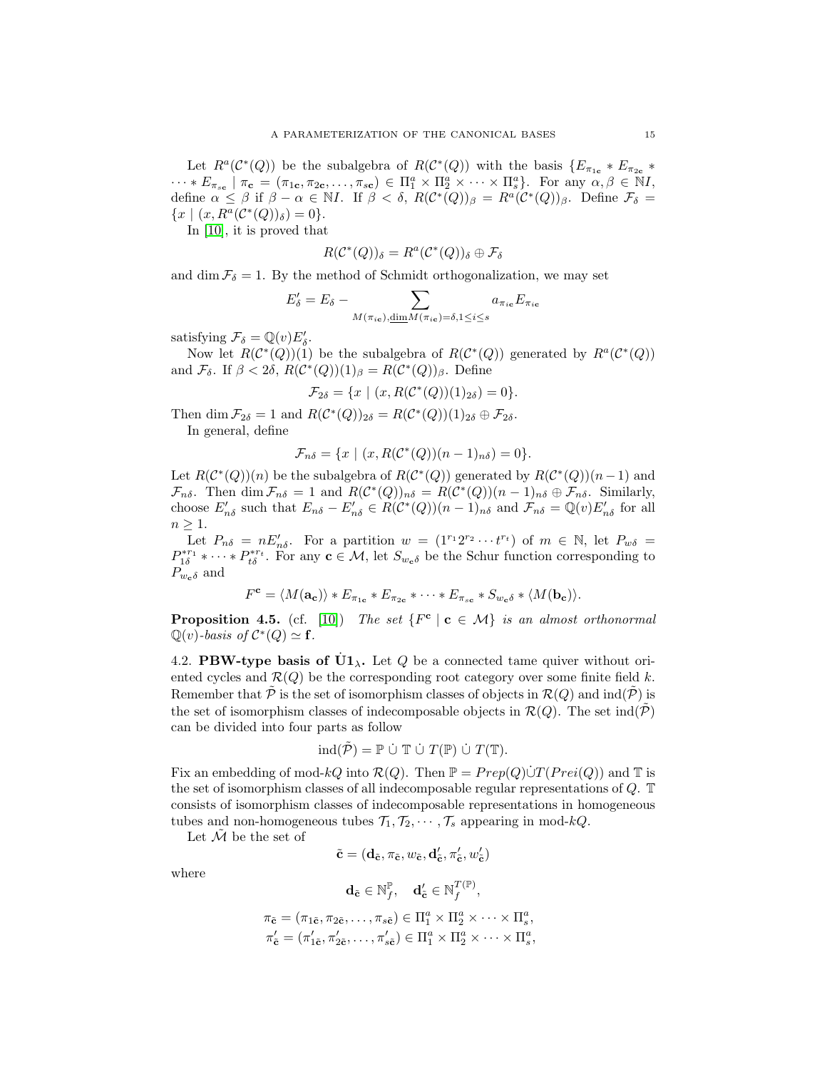Let $R^a(\mathcal{C}^*(Q))$ be the subalgebra of $R(\mathcal{C}^*(Q))$ with the basis $\{E_{\pi_{1\mathbf{c}}} * E_{\pi_{2\mathbf{c}}} * \cdots * E_{\pi_{s\mathbf{c}}} \mid \pi_{\mathbf{c}} = (\pi_{1\mathbf{c}}, \pi_{2\mathbf{c}}, \ldots, \pi_{s\mathbf{c}}) \in \Pi_1^a \times \Pi_2^a \times \cdots \times \Pi_s^a\}$. For any $\alpha, \beta \in \mathbb{N}I$, define $\alpha \leq \beta$ if $\beta - \alpha \in \mathbb{N}I$. If $\beta < \delta$, $R(\mathcal{C}^*(Q))_\beta = R^a(\mathcal{C}^*(Q))_\beta$. Define $\mathcal{F}_\delta = \{x \mid (x, R^a(\mathcal{C}^*(Q))_\delta) = 0\}$.

In [10], it is proved that

$$R(\mathcal{C}^*(Q))_\delta = R^a(\mathcal{C}^*(Q))_\delta \oplus \mathcal{F}_\delta$$

and $\dim \mathcal{F}_\delta = 1$. By the method of Schmidt orthogonalization, we may set

$$E'_\delta = E_\delta - \sum_{M(\pi_{i\mathbf{c}}), \underline{\dim} M(\pi_{i\mathbf{c}}) = \delta, 1 \leq i \leq s} a_{\pi_{i\mathbf{c}}} E_{\pi_{i\mathbf{c}}}$$

satisfying $\mathcal{F}_\delta = \mathbb{Q}(v) E'_\delta$.

Now let $R(\mathcal{C}^*(Q))(1)$ be the subalgebra of $R(\mathcal{C}^*(Q))$ generated by $R^a(\mathcal{C}^*(Q))$ and $\mathcal{F}_\delta$. If $\beta < 2\delta$, $R(\mathcal{C}^*(Q))(1)_\beta = R(\mathcal{C}^*(Q))_\beta$. Define

$$\mathcal{F}_{2\delta} = \{x \mid (x, R(\mathcal{C}^*(Q))(1)_{2\delta}) = 0\}.$$

Then $\dim \mathcal{F}_{2\delta} = 1$ and $R(\mathcal{C}^*(Q))_{2\delta} = R(\mathcal{C}^*(Q))(1)_{2\delta} \oplus \mathcal{F}_{2\delta}$.

In general, define

$$\mathcal{F}_{n\delta} = \{x \mid (x, R(\mathcal{C}^*(Q))(n-1)_{n\delta}) = 0\}.$$

Let $R(\mathcal{C}^*(Q))(n)$ be the subalgebra of $R(\mathcal{C}^*(Q))$ generated by $R(\mathcal{C}^*(Q))(n-1)$ and $\mathcal{F}_{n\delta}$. Then $\dim \mathcal{F}_{n\delta} = 1$ and $R(\mathcal{C}^*(Q))_{n\delta} = R(\mathcal{C}^*(Q))(n-1)_{n\delta} \oplus \mathcal{F}_{n\delta}$. Similarly, choose $E'_{n\delta}$ such that $E_{n\delta} - E'_{n\delta} \in R(\mathcal{C}^*(Q))(n-1)_{n\delta}$ and $\mathcal{F}_{n\delta} = \mathbb{Q}(v) E'_{n\delta}$ for all $n \geq 1$.

Let $P_{n\delta} = n E'_{n\delta}$. For a partition $w = (1^{r_1} 2^{r_2} \cdots t^{r_t})$ of $m \in \mathbb{N}$, let $P_{w\delta} = P_{1\delta}^{*r_1} * \cdots * P_{t\delta}^{*r_t}$. For any $\mathbf{c} \in \mathcal{M}$, let $S_{w_{\mathbf{c}}\delta}$ be the Schur function corresponding to $P_{w_{\mathbf{c}}\delta}$ and

$$F^{\mathbf{c}} = \langle M(\mathbf{a_c}) \rangle * E_{\pi_{1\mathbf{c}}} * E_{\pi_{2\mathbf{c}}} * \cdots * E_{\pi_{s\mathbf{c}}} * S_{w_{\mathbf{c}}\delta} * \langle M(\mathbf{b_c}) \rangle.$$

**Proposition 4.5.** (cf. [10]) *The set $\{F^{\mathbf{c}} \mid \mathbf{c} \in \mathcal{M}\}$ is an almost orthonormal $\mathbb{Q}(v)$-basis of $\mathcal{C}^*(Q) \simeq \mathbf{f}$.*

### 4.2. PBW-type basis of $\dot{\mathbf{U}}\mathbf{1}_\lambda$.

Let $Q$ be a connected tame quiver without oriented cycles and $\mathcal{R}(Q)$ be the corresponding root category over some finite field $k$. Remember that $\tilde{\mathcal{P}}$ is the set of isomorphism classes of objects in $\mathcal{R}(Q)$ and $\mathrm{ind}(\tilde{\mathcal{P}})$ is the set of isomorphism classes of indecomposable objects in $\mathcal{R}(Q)$. The set $\mathrm{ind}(\tilde{\mathcal{P}})$ can be divided into four parts as follow

$$\mathrm{ind}(\tilde{\mathcal{P}}) = \mathbb{P} \,\dot{\cup}\, \mathbb{T} \,\dot{\cup}\, T(\mathbb{P}) \,\dot{\cup}\, T(\mathbb{T}).$$

Fix an embedding of mod-$kQ$ into $\mathcal{R}(Q)$. Then $\mathbb{P} = Prep(Q) \dot{\cup} T(Prei(Q))$ and $\mathbb{T}$ is the set of isomorphism classes of all indecomposable regular representations of $Q$. $\mathbb{T}$ consists of isomorphism classes of indecomposable representations in homogeneous tubes and non-homogeneous tubes $\mathcal{T}_1, \mathcal{T}_2, \cdots, \mathcal{T}_s$ appearing in mod-$kQ$.

Let $\tilde{\mathcal{M}}$ be the set of

$$\tilde{\mathbf{c}} = (\mathbf{d}_{\tilde{\mathbf{c}}}, \pi_{\tilde{\mathbf{c}}}, w_{\tilde{\mathbf{c}}}, \mathbf{d}'_{\tilde{\mathbf{c}}}, \pi'_{\tilde{\mathbf{c}}}, w'_{\tilde{\mathbf{c}}})$$

where

$$\mathbf{d}_{\tilde{\mathbf{c}}} \in \mathbb{N}_f^{\mathbb{P}}, \quad \mathbf{d}'_{\tilde{\mathbf{c}}} \in \mathbb{N}_f^{T(\mathbb{P})},$$

$$\pi_{\tilde{\mathbf{c}}} = (\pi_{1\tilde{\mathbf{c}}}, \pi_{2\tilde{\mathbf{c}}}, \ldots, \pi_{s\tilde{\mathbf{c}}}) \in \Pi_1^a \times \Pi_2^a \times \cdots \times \Pi_s^a,$$
$$\pi'_{\tilde{\mathbf{c}}} = (\pi'_{1\tilde{\mathbf{c}}}, \pi'_{2\tilde{\mathbf{c}}}, \ldots, \pi'_{s\tilde{\mathbf{c}}}) \in \Pi_1^a \times \Pi_2^a \times \cdots \times \Pi_s^a,$$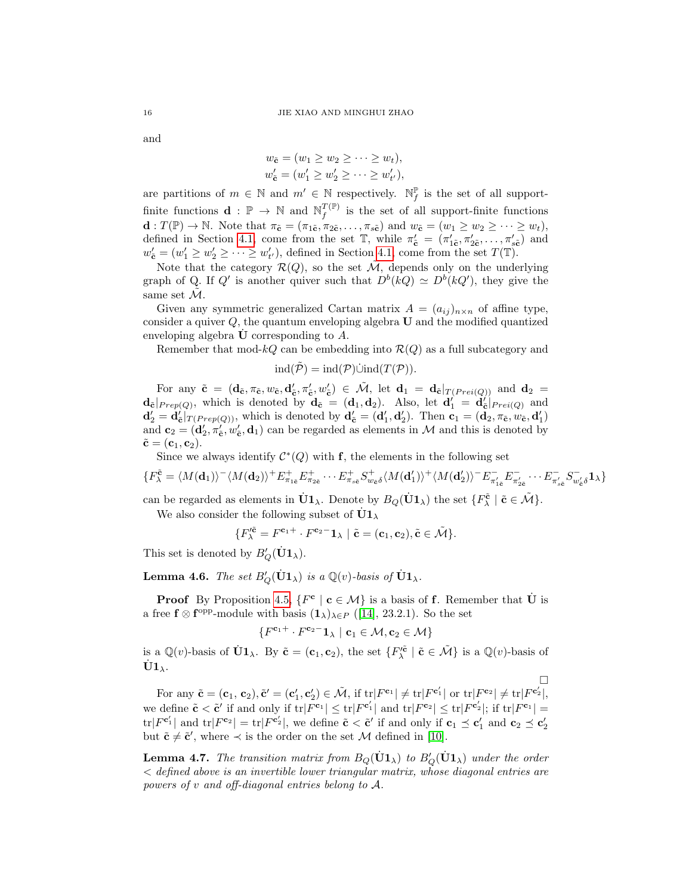and

$$w_{\tilde{\mathbf{c}}} = (w_1 \geq w_2 \geq \cdots \geq w_t),$$
$$w'_{\tilde{\mathbf{c}}} = (w'_1 \geq w'_2 \geq \cdots \geq w'_{t'}),$$

are partitions of $m \in \mathbb{N}$ and $m' \in \mathbb{N}$ respectively. $\mathbb{N}_f^{\mathbb{P}}$ is the set of all support-finite functions $\mathbf{d} : \mathbb{P} \to \mathbb{N}$ and $\mathbb{N}_f^{T(\mathbb{P})}$ is the set of all support-finite functions $\mathbf{d} : T(\mathbb{P}) \to \mathbb{N}$. Note that $\pi_{\tilde{\mathbf{c}}} = (\pi_{1\tilde{\mathbf{c}}}, \pi_{2\tilde{\mathbf{c}}}, \ldots, \pi_{s\tilde{\mathbf{c}}})$ and $w_{\tilde{\mathbf{c}}} = (w_1 \geq w_2 \geq \cdots \geq w_t)$, defined in Section 4.1, come from the set $\mathbb{T}$, while $\pi'_{\tilde{\mathbf{c}}} = (\pi'_{1\tilde{\mathbf{c}}}, \pi'_{2\tilde{\mathbf{c}}}, \ldots, \pi'_{s\tilde{\mathbf{c}}})$ and $w'_{\tilde{\mathbf{c}}} = (w'_1 \geq w'_2 \geq \cdots \geq w'_{t'})$, defined in Section 4.1, come from the set $T(\mathbb{T})$.

Note that the category $\mathcal{R}(Q)$, so the set $\tilde{\mathcal{M}}$, depends only on the underlying graph of Q. If $Q'$ is another quiver such that $D^b(kQ) \simeq D^b(kQ')$, they give the same set $\tilde{\mathcal{M}}$.

Given any symmetric generalized Cartan matrix $A = (a_{ij})_{n\times n}$ of affine type, consider a quiver $Q$, the quantum enveloping algebra $\mathbf{U}$ and the modified quantized enveloping algebra $\dot{\mathbf{U}}$ corresponding to $A$.

Remember that mod-$kQ$ can be embedding into $\mathcal{R}(Q)$ as a full subcategory and

$$\mathrm{ind}(\tilde{\mathcal{P}}) = \mathrm{ind}(\mathcal{P}) \dot{\cup} \mathrm{ind}(T(\mathcal{P})).$$

For any $\tilde{\mathbf{c}} = (\mathbf{d}_{\tilde{\mathbf{c}}}, \pi_{\tilde{\mathbf{c}}}, w_{\tilde{\mathbf{c}}}, \mathbf{d}'_{\tilde{\mathbf{c}}}, \pi'_{\tilde{\mathbf{c}}}, w'_{\tilde{\mathbf{c}}}) \in \tilde{\mathcal{M}}$, let $\mathbf{d}_1 = \mathbf{d}_{\tilde{\mathbf{c}}}|_{T(Prei(Q))}$ and $\mathbf{d}_2 = \mathbf{d}_{\tilde{\mathbf{c}}}|_{Prep(Q)}$, which is denoted by $\mathbf{d}_{\tilde{\mathbf{c}}} = (\mathbf{d}_1, \mathbf{d}_2)$. Also, let $\mathbf{d}'_1 = \mathbf{d}'_{\tilde{\mathbf{c}}}|_{Prei(Q)}$ and $\mathbf{d}'_2 = \mathbf{d}'_{\tilde{\mathbf{c}}}|_{T(Prep(Q))}$, which is denoted by $\mathbf{d}'_{\tilde{\mathbf{c}}} = (\mathbf{d}'_1, \mathbf{d}'_2)$. Then $\mathbf{c}_1 = (\mathbf{d}_2, \pi_{\tilde{\mathbf{c}}}, w_{\tilde{\mathbf{c}}}, \mathbf{d}'_1)$ and $\mathbf{c}_2 = (\mathbf{d}'_2, \pi'_{\tilde{\mathbf{c}}}, w'_{\tilde{\mathbf{c}}}, \mathbf{d}_1)$ can be regarded as elements in $\mathcal{M}$ and this is denoted by $\tilde{\mathbf{c}} = (\mathbf{c}_1, \mathbf{c}_2)$.

Since we always identify $\mathcal{C}^*(Q)$ with $\mathbf{f}$, the elements in the following set

$$\{F_\lambda^{\tilde{\mathbf{c}}} = \langle M(\mathbf{d}_1)\rangle^- \langle M(\mathbf{d}_2)\rangle^+ E^+_{\pi_{1\tilde{\mathbf{c}}}} E^+_{\pi_{2\tilde{\mathbf{c}}}} \cdots E^+_{\pi_{s\tilde{\mathbf{c}}}} S^+_{w_{\tilde{\mathbf{c}}}\delta} \langle M(\mathbf{d}'_1)\rangle^+ \langle M(\mathbf{d}'_2)\rangle^- E^-_{\pi'_{1\tilde{\mathbf{c}}}} E^-_{\pi'_{2\tilde{\mathbf{c}}}} \cdots E^-_{\pi'_{s\tilde{\mathbf{c}}}} S^-_{w'_{\tilde{\mathbf{c}}}\delta} \mathbf{1}_\lambda\}$$

can be regarded as elements in $\dot{\mathbf{U}}\mathbf{1}_\lambda$. Denote by $B_Q(\dot{\mathbf{U}}\mathbf{1}_\lambda)$ the set $\{F_\lambda^{\tilde{\mathbf{c}}} \mid \tilde{\mathbf{c}} \in \tilde{\mathcal{M}}\}$.

We also consider the following subset of $\dot{\mathbf{U}}\mathbf{1}_\lambda$

$$\{F'^{\tilde{\mathbf{c}}}_\lambda = F^{\mathbf{c}_1+} \cdot F^{\mathbf{c}_2-} \mathbf{1}_\lambda \mid \tilde{\mathbf{c}} = (\mathbf{c}_1, \mathbf{c}_2), \tilde{\mathbf{c}} \in \tilde{\mathcal{M}}\}.$$

This set is denoted by $B'_Q(\dot{\mathbf{U}}\mathbf{1}_\lambda)$.

**Lemma 4.6.** *The set $B'_Q(\dot{\mathbf{U}}\mathbf{1}_\lambda)$ is a $\mathbb{Q}(v)$-basis of $\dot{\mathbf{U}}\mathbf{1}_\lambda$.*

**Proof** By Proposition 4.5, $\{F^{\mathbf{c}} \mid \mathbf{c} \in \mathcal{M}\}$ is a basis of $\mathbf{f}$. Remember that $\dot{\mathbf{U}}$ is a free $\mathbf{f} \otimes \mathbf{f}^{\mathrm{opp}}$-module with basis $(\mathbf{1}_\lambda)_{\lambda \in P}$ ([14], 23.2.1). So the set

$$\{F^{\mathbf{c}_1+} \cdot F^{\mathbf{c}_2-} \mathbf{1}_\lambda \mid \mathbf{c}_1 \in \mathcal{M}, \mathbf{c}_2 \in \mathcal{M}\}$$

is a $\mathbb{Q}(v)$-basis of $\dot{\mathbf{U}}\mathbf{1}_\lambda$. By $\tilde{\mathbf{c}} = (\mathbf{c}_1, \mathbf{c}_2)$, the set $\{F'^{\tilde{\mathbf{c}}}_\lambda \mid \tilde{\mathbf{c}} \in \tilde{\mathcal{M}}\}$ is a $\mathbb{Q}(v)$-basis of $\dot{\mathbf{U}}\mathbf{1}_\lambda$.

□

For any $\tilde{\mathbf{c}} = (\mathbf{c}_1, \mathbf{c}_2), \tilde{\mathbf{c}}' = (\mathbf{c}'_1, \mathbf{c}'_2) \in \tilde{\mathcal{M}}$, if $\mathrm{tr}|F^{\mathbf{c}_1}| \neq \mathrm{tr}|F^{\mathbf{c}'_1}|$ or $\mathrm{tr}|F^{\mathbf{c}_2}| \neq \mathrm{tr}|F^{\mathbf{c}'_2}|$, we define $\tilde{\mathbf{c}} < \tilde{\mathbf{c}}'$ if and only if $\mathrm{tr}|F^{\mathbf{c}_1}| \leq \mathrm{tr}|F^{\mathbf{c}'_1}|$ and $\mathrm{tr}|F^{\mathbf{c}_2}| \leq \mathrm{tr}|F^{\mathbf{c}'_2}|$; if $\mathrm{tr}|F^{\mathbf{c}_1}| = \mathrm{tr}|F^{\mathbf{c}'_1}|$ and $\mathrm{tr}|F^{\mathbf{c}_2}| = \mathrm{tr}|F^{\mathbf{c}'_2}|$, we define $\tilde{\mathbf{c}} < \tilde{\mathbf{c}}'$ if and only if $\mathbf{c}_1 \preceq \mathbf{c}'_1$ and $\mathbf{c}_2 \preceq \mathbf{c}'_2$ but $\tilde{\mathbf{c}} \neq \tilde{\mathbf{c}}'$, where $\prec$ is the order on the set $\mathcal{M}$ defined in [10].

**Lemma 4.7.** *The transition matrix from $B_Q(\dot{\mathbf{U}}\mathbf{1}_\lambda)$ to $B'_Q(\dot{\mathbf{U}}\mathbf{1}_\lambda)$ under the order $<$ defined above is an invertible lower triangular matrix, whose diagonal entries are powers of $v$ and off-diagonal entries belong to $\mathcal{A}$.*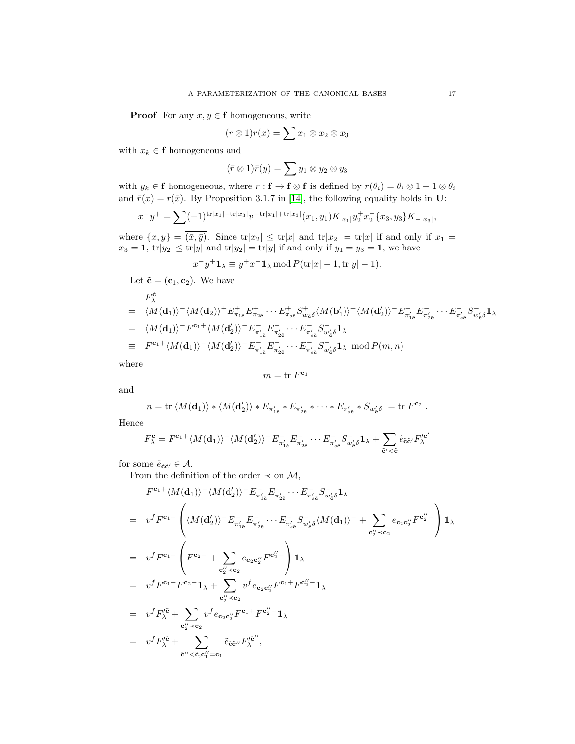**Proof** For any $x, y \in \mathbf{f}$ homogeneous, write

$$(r \otimes 1)r(x) = \sum x_1 \otimes x_2 \otimes x_3$$

with $x_k \in \mathbf{f}$ homogeneous and

$$(\bar{r} \otimes 1)\bar{r}(y) = \sum y_1 \otimes y_2 \otimes y_3$$

with $y_k \in \mathbf{f}$ homogeneous, where $r : \mathbf{f} \to \mathbf{f} \otimes \mathbf{f}$ is defined by $r(\theta_i) = \theta_i \otimes 1 + 1 \otimes \theta_i$ and $\bar{r}(x) = \overline{r(\bar{x})}$. By Proposition 3.1.7 in [14], the following equality holds in $\mathbf{U}$:

$$x^- y^+ = \sum (-1)^{\mathrm{tr}|x_1| - \mathrm{tr}|x_3|} v^{-\mathrm{tr}|x_1| + \mathrm{tr}|x_3|} (x_1, y_1) K_{|x_1|} y_2^+ x_2^- \{x_3, y_3\} K_{-|x_3|},$$

where $\{x, y\} = \overline{(\bar{x}, \bar{y})}$. Since $\mathrm{tr}|x_2| \le \mathrm{tr}|x|$ and $\mathrm{tr}|x_2| = \mathrm{tr}|x|$ if and only if $x_1 = x_3 = \mathbf{1}$, $\mathrm{tr}|y_2| \le \mathrm{tr}|y|$ and $\mathrm{tr}|y_2| = \mathrm{tr}|y|$ if and only if $y_1 = y_3 = \mathbf{1}$, we have

$$x^- y^+ \mathbf{1}_\lambda \equiv y^+ x^- \mathbf{1}_\lambda \bmod P(\mathrm{tr}|x| - 1, \mathrm{tr}|y| - 1).$$

Let $\tilde{\mathbf{c}} = (\mathbf{c}_1, \mathbf{c}_2)$. We have

$$\begin{aligned}
& F_\lambda^{\tilde{\mathbf{c}}} \\
= \;& \langle M(\mathbf{d}_1) \rangle^- \langle M(\mathbf{d}_2) \rangle^+ E^+_{\pi_{1\tilde{\mathbf{c}}}} E^+_{\pi_{2\tilde{\mathbf{c}}}} \cdots E^+_{\pi_{s\tilde{\mathbf{c}}}} S^+_{w_{\tilde{\mathbf{c}}}\delta} \langle M(\mathbf{b}'_1) \rangle^+ \langle M(\mathbf{d}'_2) \rangle^- E^-_{\pi'_{1\tilde{\mathbf{c}}}} E^-_{\pi'_{2\tilde{\mathbf{c}}}} \cdots E^-_{\pi'_{s\tilde{\mathbf{c}}}} S^-_{w'_{\tilde{\mathbf{c}}}\delta} \mathbf{1}_\lambda \\
= \;& \langle M(\mathbf{d}_1) \rangle^- F^{\mathbf{c}_1 +} \langle M(\mathbf{d}'_2) \rangle^- E^-_{\pi'_{1\tilde{\mathbf{c}}}} E^-_{\pi'_{2\tilde{\mathbf{c}}}} \cdots E^-_{\pi'_{s\tilde{\mathbf{c}}}} S^-_{w'_{\tilde{\mathbf{c}}}\delta} \mathbf{1}_\lambda \\
\equiv \;& F^{\mathbf{c}_1 +} \langle M(\mathbf{d}_1) \rangle^- \langle M(\mathbf{d}'_2) \rangle^- E^-_{\pi'_{1\tilde{\mathbf{c}}}} E^-_{\pi'_{2\tilde{\mathbf{c}}}} \cdots E^-_{\pi'_{s\tilde{\mathbf{c}}}} S^-_{w'_{\tilde{\mathbf{c}}}\delta} \mathbf{1}_\lambda \bmod P(m, n)
\end{aligned}$$

where

$$m = \mathrm{tr}|F^{\mathbf{c}_1}|$$

and

$$n = \mathrm{tr}|\langle M(\mathbf{d}_1) \rangle * \langle M(\mathbf{d}'_2) \rangle * E_{\pi'_{1\tilde{\mathbf{c}}}} * E_{\pi'_{2\tilde{\mathbf{c}}}} * \cdots * E_{\pi'_{s\tilde{\mathbf{c}}}} * S_{w'_{\tilde{\mathbf{c}}}\delta}| = \mathrm{tr}|F^{\mathbf{c}_2}|.$$

Hence

$$F_\lambda^{\tilde{\mathbf{c}}} = F^{\mathbf{c}_1 +} \langle M(\mathbf{d}_1) \rangle^- \langle M(\mathbf{d}'_2) \rangle^- E^-_{\pi'_{1\tilde{\mathbf{c}}}} E^-_{\pi'_{2\tilde{\mathbf{c}}}} \cdots E^-_{\pi'_{s\tilde{\mathbf{c}}}} S^-_{w'_{\tilde{\mathbf{c}}}\delta} \mathbf{1}_\lambda + \sum_{\tilde{\mathbf{c}}' < \tilde{\mathbf{c}}} \tilde{e}_{\tilde{\mathbf{c}}\tilde{\mathbf{c}}'} F_\lambda'^{\tilde{\mathbf{c}}'}$$

for some $\tilde{e}_{\tilde{\mathbf{c}}\tilde{\mathbf{c}}'} \in \mathcal{A}$.

From the definition of the order $\prec$ on $\mathcal{M}$,

$$\begin{aligned}
& F^{\mathbf{c}_1 +} \langle M(\mathbf{d}_1) \rangle^- \langle M(\mathbf{d}'_2) \rangle^- E^-_{\pi'_{1\tilde{\mathbf{c}}}} E^-_{\pi'_{2\tilde{\mathbf{c}}}} \cdots E^-_{\pi'_{s\tilde{\mathbf{c}}}} S^-_{w'_{\tilde{\mathbf{c}}}\delta} \mathbf{1}_\lambda \\
= \;& v^f F^{\mathbf{c}_1 +} \left( \langle M(\mathbf{d}'_2) \rangle^- E^-_{\pi'_{1\tilde{\mathbf{c}}}} E^-_{\pi'_{2\tilde{\mathbf{c}}}} \cdots E^-_{\pi'_{s\tilde{\mathbf{c}}}} S^-_{w'_{\tilde{\mathbf{c}}}\delta} \langle M(\mathbf{d}_1) \rangle^- + \sum_{\mathbf{c}''_2 \prec \mathbf{c}_2} e_{\mathbf{c}_2 \mathbf{c}''_2} F^{\mathbf{c}''_2 -} \right) \mathbf{1}_\lambda \\
= \;& v^f F^{\mathbf{c}_1 +} \left( F^{\mathbf{c}_2 -} + \sum_{\mathbf{c}''_2 \prec \mathbf{c}_2} e_{\mathbf{c}_2 \mathbf{c}''_2} F^{\mathbf{c}''_2 -} \right) \mathbf{1}_\lambda \\
= \;& v^f F^{\mathbf{c}_1 +} F^{\mathbf{c}_2 -} \mathbf{1}_\lambda + \sum_{\mathbf{c}''_2 \prec \mathbf{c}_2} v^f e_{\mathbf{c}_2 \mathbf{c}''_2} F^{\mathbf{c}_1 +} F^{\mathbf{c}''_2 -} \mathbf{1}_\lambda \\
= \;& v^f F_\lambda'^{\tilde{\mathbf{c}}} + \sum_{\mathbf{c}''_2 \prec \mathbf{c}_2} v^f e_{\mathbf{c}_2 \mathbf{c}''_2} F^{\mathbf{c}_1 +} F^{\mathbf{c}''_2 -} \mathbf{1}_\lambda \\
= \;& v^f F_\lambda'^{\tilde{\mathbf{c}}} + \sum_{\tilde{\mathbf{c}}'' < \tilde{\mathbf{c}}, \mathbf{c}''_1 = \mathbf{c}_1} \tilde{e}_{\tilde{\mathbf{c}}\tilde{\mathbf{c}}''} F_\lambda'^{\tilde{\mathbf{c}}''},
\end{aligned}$$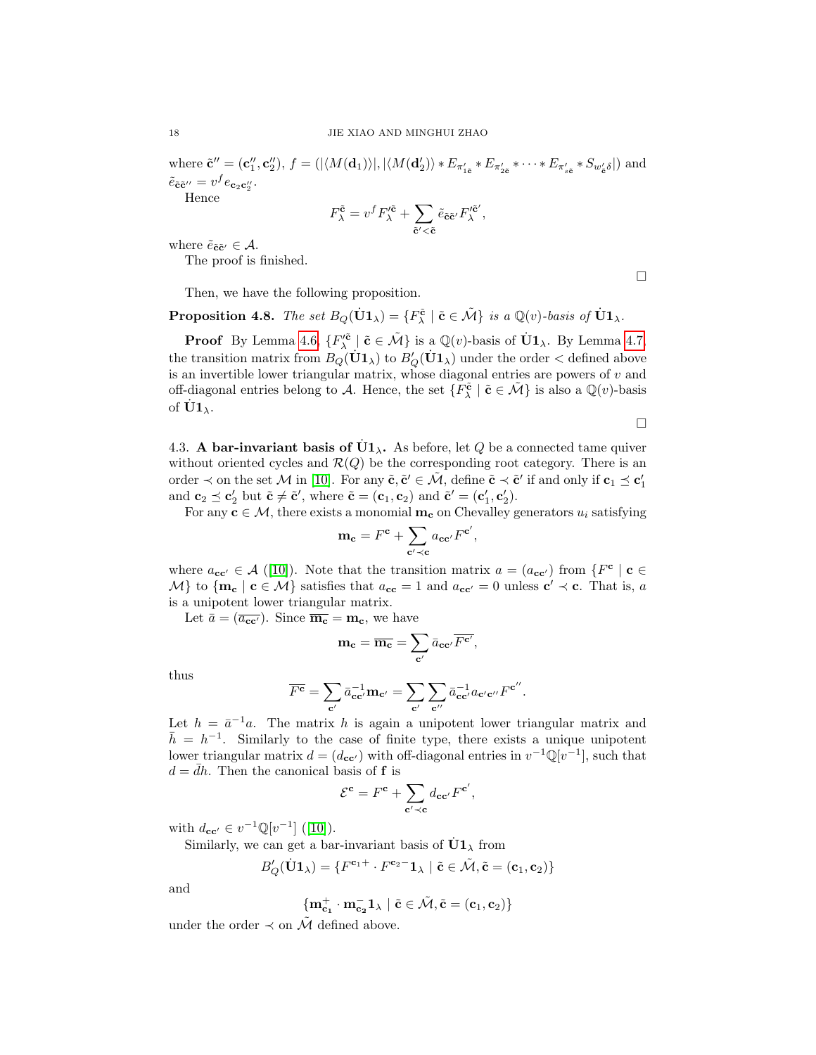where $\tilde{\mathbf{c}}'' = (\mathbf{c}_1'', \mathbf{c}_2'')$, $f = (|\langle M(\mathbf{d}_1)\rangle|, |\langle M(\mathbf{d}_2')\rangle * E_{\pi'_{1\tilde{\mathbf{c}}}} * E_{\pi'_{2\tilde{\mathbf{c}}}} * \cdots * E_{\pi'_{s\tilde{\mathbf{c}}}} * S_{w'_{\tilde{\mathbf{c}}}\delta}|)$ and $\tilde{e}_{\tilde{\mathbf{c}}\tilde{\mathbf{c}}''} = v^f e_{\mathbf{c}_2\mathbf{c}_2''}$.

Hence

$$F_\lambda^{\tilde{\mathbf{c}}} = v^f F_\lambda'^{\tilde{\mathbf{c}}} + \sum_{\tilde{\mathbf{c}}' < \tilde{\mathbf{c}}} \tilde{e}_{\tilde{\mathbf{c}}\tilde{\mathbf{c}}'} F_\lambda'^{\tilde{\mathbf{c}}'},$$

where $\tilde{e}_{\tilde{\mathbf{c}}\tilde{\mathbf{c}}'} \in \mathcal{A}$.

The proof is finished.

□

Then, we have the following proposition.

**Proposition 4.8.** *The set $B_Q(\dot{\mathbf{U}}\mathbf{1}_\lambda) = \{F_\lambda^{\tilde{\mathbf{c}}} \mid \tilde{\mathbf{c}} \in \tilde{\mathcal{M}}\}$ is a $\mathbb{Q}(v)$-basis of $\dot{\mathbf{U}}\mathbf{1}_\lambda$.*

**Proof** By Lemma 4.6, $\{F_\lambda'^{\tilde{\mathbf{c}}} \mid \tilde{\mathbf{c}} \in \tilde{\mathcal{M}}\}$ is a $\mathbb{Q}(v)$-basis of $\dot{\mathbf{U}}\mathbf{1}_\lambda$. By Lemma 4.7, the transition matrix from $B_Q(\dot{\mathbf{U}}\mathbf{1}_\lambda)$ to $B'_Q(\dot{\mathbf{U}}\mathbf{1}_\lambda)$ under the order $<$ defined above is an invertible lower triangular matrix, whose diagonal entries are powers of $v$ and off-diagonal entries belong to $\mathcal{A}$. Hence, the set $\{F_\lambda^{\tilde{\mathbf{c}}} \mid \tilde{\mathbf{c}} \in \tilde{\mathcal{M}}\}$ is also a $\mathbb{Q}(v)$-basis of $\dot{\mathbf{U}}\mathbf{1}_\lambda$.

□

4.3. **A bar-invariant basis of $\dot{\mathbf{U}}\mathbf{1}_\lambda$.** As before, let $Q$ be a connected tame quiver without oriented cycles and $\mathcal{R}(Q)$ be the corresponding root category. There is an order $\prec$ on the set $\mathcal{M}$ in [10]. For any $\tilde{\mathbf{c}}, \tilde{\mathbf{c}}' \in \tilde{\mathcal{M}}$, define $\tilde{\mathbf{c}} \prec \tilde{\mathbf{c}}'$ if and only if $\mathbf{c}_1 \preceq \mathbf{c}_1'$ and $\mathbf{c}_2 \preceq \mathbf{c}_2'$ but $\tilde{\mathbf{c}} \neq \tilde{\mathbf{c}}'$, where $\tilde{\mathbf{c}} = (\mathbf{c}_1, \mathbf{c}_2)$ and $\tilde{\mathbf{c}}' = (\mathbf{c}_1', \mathbf{c}_2')$.

For any $\mathbf{c} \in \mathcal{M}$, there exists a monomial $\mathbf{m}_\mathbf{c}$ on Chevalley generators $u_i$ satisfying

$$\mathbf{m}_\mathbf{c} = F^\mathbf{c} + \sum_{\mathbf{c}' \prec \mathbf{c}} a_{\mathbf{c}\mathbf{c}'} F^{\mathbf{c}'},$$

where $a_{\mathbf{c}\mathbf{c}'} \in \mathcal{A}$ ([10]). Note that the transition matrix $a = (a_{\mathbf{c}\mathbf{c}'})$ from $\{F^\mathbf{c} \mid \mathbf{c} \in \mathcal{M}\}$ to $\{\mathbf{m}_\mathbf{c} \mid \mathbf{c} \in \mathcal{M}\}$ satisfies that $a_{\mathbf{c}\mathbf{c}} = 1$ and $a_{\mathbf{c}\mathbf{c}'} = 0$ unless $\mathbf{c}' \prec \mathbf{c}$. That is, $a$ is a unipotent lower triangular matrix.

Let $\bar{a} = (\overline{a_{\mathbf{c}\mathbf{c}'}})$. Since $\overline{\mathbf{m}_\mathbf{c}} = \mathbf{m}_\mathbf{c}$, we have

$$\mathbf{m}_\mathbf{c} = \overline{\mathbf{m}_\mathbf{c}} = \sum_{\mathbf{c}'} \bar{a}_{\mathbf{c}\mathbf{c}'} \overline{F^{\mathbf{c}'}},$$

thus

$$\overline{F^\mathbf{c}} = \sum_{\mathbf{c}'} \bar{a}^{-1}_{\mathbf{c}\mathbf{c}'} \mathbf{m}_{\mathbf{c}'} = \sum_{\mathbf{c}'} \sum_{\mathbf{c}''} \bar{a}^{-1}_{\mathbf{c}\mathbf{c}'} a_{\mathbf{c}'\mathbf{c}''} F^{\mathbf{c}''}.$$

Let $h = \bar{a}^{-1}a$. The matrix $h$ is again a unipotent lower triangular matrix and $\bar{h} = h^{-1}$. Similarly to the case of finite type, there exists a unique unipotent lower triangular matrix $d = (d_{\mathbf{c}\mathbf{c}'})$ with off-diagonal entries in $v^{-1}\mathbb{Q}[v^{-1}]$, such that $d = \bar{d}h$. Then the canonical basis of $\mathbf{f}$ is

$$\mathcal{E}^\mathbf{c} = F^\mathbf{c} + \sum_{\mathbf{c}' \prec \mathbf{c}} d_{\mathbf{c}\mathbf{c}'} F^{\mathbf{c}'},$$

with $d_{\mathbf{c}\mathbf{c}'} \in v^{-1}\mathbb{Q}[v^{-1}]$ ([10]).

Similarly, we can get a bar-invariant basis of $\dot{\mathbf{U}}\mathbf{1}_\lambda$ from

$$B'_Q(\dot{\mathbf{U}}\mathbf{1}_\lambda) = \{F^{\mathbf{c}_1+} \cdot F^{\mathbf{c}_2-}\mathbf{1}_\lambda \mid \tilde{\mathbf{c}} \in \tilde{\mathcal{M}}, \tilde{\mathbf{c}} = (\mathbf{c}_1, \mathbf{c}_2)\}$$

and

$$\{\mathbf{m}^+_{\mathbf{c}_1} \cdot \mathbf{m}^-_{\mathbf{c}_2}\mathbf{1}_\lambda \mid \tilde{\mathbf{c}} \in \tilde{\mathcal{M}}, \tilde{\mathbf{c}} = (\mathbf{c}_1, \mathbf{c}_2)\}$$

under the order $\prec$ on $\tilde{\mathcal{M}}$ defined above.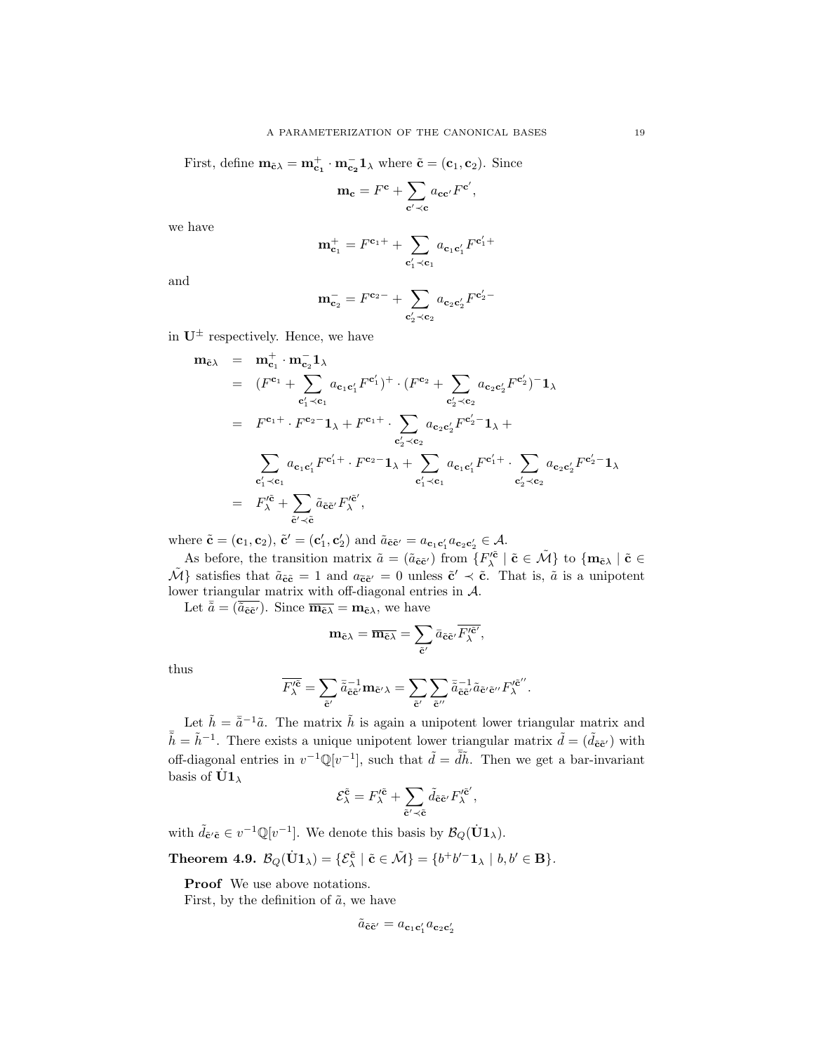First, define $\mathbf{m}_{\tilde{\mathbf{c}}\lambda} = \mathbf{m}^+_{\mathbf{c_1}} \cdot \mathbf{m}^-_{\mathbf{c_2}} \mathbf{1}_\lambda$ where $\tilde{\mathbf{c}} = (\mathbf{c}_1, \mathbf{c}_2)$. Since

$$\mathbf{m}_{\mathbf{c}} = F^{\mathbf{c}} + \sum_{\mathbf{c}' \prec \mathbf{c}} a_{\mathbf{c}\mathbf{c}'} F^{\mathbf{c}'},$$

we have

$$\mathbf{m}^+_{\mathbf{c}_1} = F^{\mathbf{c}_1 +} + \sum_{\mathbf{c}'_1 \prec \mathbf{c}_1} a_{\mathbf{c}_1 \mathbf{c}'_1} F^{\mathbf{c}'_1 +}$$

and

$$\mathbf{m}^-_{\mathbf{c}_2} = F^{\mathbf{c}_2 -} + \sum_{\mathbf{c}'_2 \prec \mathbf{c}_2} a_{\mathbf{c}_2 \mathbf{c}'_2} F^{\mathbf{c}'_2 -}$$

in $\mathbf{U}^{\pm}$ respectively. Hence, we have

$$\begin{aligned}
\mathbf{m}_{\tilde{\mathbf{c}}\lambda} &= \mathbf{m}^+_{\mathbf{c}_1} \cdot \mathbf{m}^-_{\mathbf{c}_2} \mathbf{1}_\lambda \\
&= (F^{\mathbf{c}_1} + \sum_{\mathbf{c}'_1 \prec \mathbf{c}_1} a_{\mathbf{c}_1 \mathbf{c}'_1} F^{\mathbf{c}'_1})^+ \cdot (F^{\mathbf{c}_2} + \sum_{\mathbf{c}'_2 \prec \mathbf{c}_2} a_{\mathbf{c}_2 \mathbf{c}'_2} F^{\mathbf{c}'_2})^- \mathbf{1}_\lambda \\
&= F^{\mathbf{c}_1 +} \cdot F^{\mathbf{c}_2 -} \mathbf{1}_\lambda + F^{\mathbf{c}_1 +} \cdot \sum_{\mathbf{c}'_2 \prec \mathbf{c}_2} a_{\mathbf{c}_2 \mathbf{c}'_2} F^{\mathbf{c}'_2 -} \mathbf{1}_\lambda + \\
&\quad \sum_{\mathbf{c}'_1 \prec \mathbf{c}_1} a_{\mathbf{c}_1 \mathbf{c}'_1} F^{\mathbf{c}'_1 +} \cdot F^{\mathbf{c}_2 -} \mathbf{1}_\lambda + \sum_{\mathbf{c}'_1 \prec \mathbf{c}_1} a_{\mathbf{c}_1 \mathbf{c}'_1} F^{\mathbf{c}'_1 +} \cdot \sum_{\mathbf{c}'_2 \prec \mathbf{c}_2} a_{\mathbf{c}_2 \mathbf{c}'_2} F^{\mathbf{c}'_2 -} \mathbf{1}_\lambda \\
&= F'^{\tilde{\mathbf{c}}}_\lambda + \sum_{\tilde{\mathbf{c}}' \prec \tilde{\mathbf{c}}} \tilde{a}_{\tilde{\mathbf{c}}\tilde{\mathbf{c}}'} F'^{\tilde{\mathbf{c}}'}_\lambda,
\end{aligned}$$

where $\tilde{\mathbf{c}} = (\mathbf{c}_1, \mathbf{c}_2)$, $\tilde{\mathbf{c}}' = (\mathbf{c}'_1, \mathbf{c}'_2)$ and $\tilde{a}_{\tilde{\mathbf{c}}\tilde{\mathbf{c}}'} = a_{\mathbf{c}_1 \mathbf{c}'_1} a_{\mathbf{c}_2 \mathbf{c}'_2} \in \mathcal{A}$.

As before, the transition matrix $\tilde{a} = (\tilde{a}_{\tilde{\mathbf{c}}\tilde{\mathbf{c}}'})$ from $\{F'^{\tilde{\mathbf{c}}}_\lambda \mid \tilde{\mathbf{c}} \in \tilde{\mathcal{M}}\}$ to $\{\mathbf{m}_{\tilde{\mathbf{c}}\lambda} \mid \tilde{\mathbf{c}} \in \tilde{\mathcal{M}}\}$ satisfies that $\tilde{a}_{\tilde{\mathbf{c}}\tilde{\mathbf{c}}} = 1$ and $a_{\tilde{\mathbf{c}}\tilde{\mathbf{c}}'} = 0$ unless $\tilde{\mathbf{c}}' \prec \tilde{\mathbf{c}}$. That is, $\tilde{a}$ is a unipotent lower triangular matrix with off-diagonal entries in $\mathcal{A}$.

Let $\bar{\tilde{a}} = (\overline{\tilde{a}_{\tilde{\mathbf{c}}\tilde{\mathbf{c}}'}})$. Since $\overline{\mathbf{m}_{\tilde{\mathbf{c}}\lambda}} = \mathbf{m}_{\tilde{\mathbf{c}}\lambda}$, we have

$$\mathbf{m}_{\tilde{\mathbf{c}}\lambda} = \overline{\mathbf{m}_{\tilde{\mathbf{c}}\lambda}} = \sum_{\tilde{\mathbf{c}}'} \bar{\tilde{a}}_{\tilde{\mathbf{c}}\tilde{\mathbf{c}}'} \overline{F'^{\tilde{\mathbf{c}}'}_\lambda},$$

thus

$$\overline{F'^{\tilde{\mathbf{c}}}_\lambda} = \sum_{\tilde{\mathbf{c}}'} \bar{\tilde{a}}^{-1}_{\tilde{\mathbf{c}}\tilde{\mathbf{c}}'} \mathbf{m}_{\tilde{\mathbf{c}}'\lambda} = \sum_{\tilde{\mathbf{c}}'} \sum_{\tilde{\mathbf{c}}''} \bar{\tilde{a}}^{-1}_{\tilde{\mathbf{c}}\tilde{\mathbf{c}}'} \tilde{a}_{\tilde{\mathbf{c}}'\tilde{\mathbf{c}}''} F'^{\tilde{\mathbf{c}}''}_\lambda.$$

Let $\tilde{h} = \bar{\tilde{a}}^{-1} \tilde{a}$. The matrix $\tilde{h}$ is again a unipotent lower triangular matrix and $\bar{\tilde{h}} = \tilde{h}^{-1}$. There exists a unique unipotent lower triangular matrix $\tilde{d} = (\tilde{d}_{\tilde{\mathbf{c}}\tilde{\mathbf{c}}'})$ with off-diagonal entries in $v^{-1}\mathbb{Q}[v^{-1}]$, such that $\tilde{d} = \bar{\tilde{d}}\tilde{h}$. Then we get a bar-invariant basis of $\dot{\mathbf{U}}\mathbf{1}_\lambda$

$$\mathcal{E}^{\tilde{\mathbf{c}}}_\lambda = F'^{\tilde{\mathbf{c}}}_\lambda + \sum_{\tilde{\mathbf{c}}' \prec \tilde{\mathbf{c}}} \tilde{d}_{\tilde{\mathbf{c}}\tilde{\mathbf{c}}'} F'^{\tilde{\mathbf{c}}'}_\lambda,$$

with $\tilde{d}_{\tilde{\mathbf{c}}'\tilde{\mathbf{c}}} \in v^{-1}\mathbb{Q}[v^{-1}]$. We denote this basis by $\mathcal{B}_Q(\dot{\mathbf{U}}\mathbf{1}_\lambda)$.

**Theorem 4.9.** $\mathcal{B}_Q(\dot{\mathbf{U}}\mathbf{1}_\lambda) = \{\mathcal{E}^{\tilde{\mathbf{c}}}_\lambda \mid \tilde{\mathbf{c}} \in \tilde{\mathcal{M}}\} = \{b^+ b'^- \mathbf{1}_\lambda \mid b, b' \in \mathbf{B}\}$.

**Proof** We use above notations.

First, by the definition of $\tilde{a}$, we have

$$\tilde{a}_{\tilde{\mathbf{c}}\tilde{\mathbf{c}}'} = a_{\mathbf{c}_1 \mathbf{c}'_1} a_{\mathbf{c}_2 \mathbf{c}'_2}$$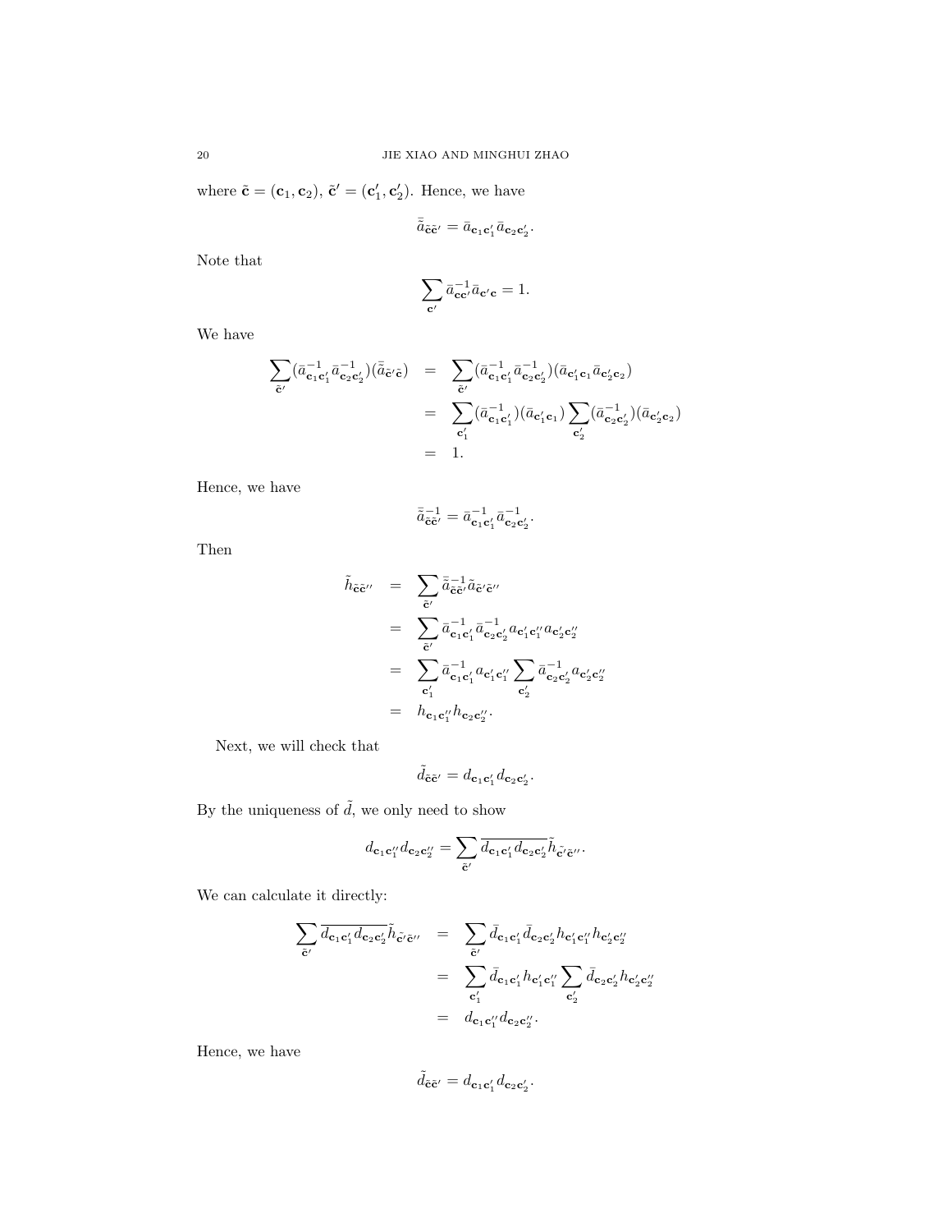where $\tilde{\mathbf{c}} = (\mathbf{c}_1, \mathbf{c}_2)$, $\tilde{\mathbf{c}}' = (\mathbf{c}'_1, \mathbf{c}'_2)$. Hence, we have

$$\bar{\tilde{a}}_{\tilde{\mathbf{c}}\tilde{\mathbf{c}}'} = \bar{a}_{\mathbf{c}_1\mathbf{c}'_1}\bar{a}_{\mathbf{c}_2\mathbf{c}'_2}.$$

Note that

$$\sum_{\mathbf{c}'} \bar{a}^{-1}_{\mathbf{c}\mathbf{c}'}\bar{a}_{\mathbf{c}'\mathbf{c}} = 1.$$

We have

$$\begin{aligned}
\sum_{\tilde{\mathbf{c}}'} (\bar{a}^{-1}_{\mathbf{c}_1\mathbf{c}'_1}\bar{a}^{-1}_{\mathbf{c}_2\mathbf{c}'_2})(\bar{\tilde{a}}_{\tilde{\mathbf{c}}'\tilde{\mathbf{c}}}) &= \sum_{\tilde{\mathbf{c}}'} (\bar{a}^{-1}_{\mathbf{c}_1\mathbf{c}'_1}\bar{a}^{-1}_{\mathbf{c}_2\mathbf{c}'_2})(\bar{a}_{\mathbf{c}'_1\mathbf{c}_1}\bar{a}_{\mathbf{c}'_2\mathbf{c}_2}) \\
&= \sum_{\mathbf{c}'_1} (\bar{a}^{-1}_{\mathbf{c}_1\mathbf{c}'_1})(\bar{a}_{\mathbf{c}'_1\mathbf{c}_1}) \sum_{\mathbf{c}'_2} (\bar{a}^{-1}_{\mathbf{c}_2\mathbf{c}'_2})(\bar{a}_{\mathbf{c}'_2\mathbf{c}_2}) \\
&= 1.
\end{aligned}$$

Hence, we have

$$\bar{\tilde{a}}^{-1}_{\tilde{\mathbf{c}}\tilde{\mathbf{c}}'} = \bar{a}^{-1}_{\mathbf{c}_1\mathbf{c}'_1}\bar{a}^{-1}_{\mathbf{c}_2\mathbf{c}'_2}.$$

Then

$$\begin{aligned}
\tilde{h}_{\tilde{\mathbf{c}}\tilde{\mathbf{c}}''} &= \sum_{\tilde{\mathbf{c}}'} \bar{\tilde{a}}^{-1}_{\tilde{\mathbf{c}}\tilde{\mathbf{c}}'}\tilde{a}_{\tilde{\mathbf{c}}'\tilde{\mathbf{c}}''} \\
&= \sum_{\tilde{\mathbf{c}}'} \bar{a}^{-1}_{\mathbf{c}_1\mathbf{c}'_1}\bar{a}^{-1}_{\mathbf{c}_2\mathbf{c}'_2} a_{\mathbf{c}'_1\mathbf{c}''_1} a_{\mathbf{c}'_2\mathbf{c}''_2} \\
&= \sum_{\mathbf{c}'_1} \bar{a}^{-1}_{\mathbf{c}_1\mathbf{c}'_1} a_{\mathbf{c}'_1\mathbf{c}''_1} \sum_{\mathbf{c}'_2} \bar{a}^{-1}_{\mathbf{c}_2\mathbf{c}'_2} a_{\mathbf{c}'_2\mathbf{c}''_2} \\
&= h_{\mathbf{c}_1\mathbf{c}''_1} h_{\mathbf{c}_2\mathbf{c}''_2}.
\end{aligned}$$

Next, we will check that

$$\tilde{d}_{\tilde{\mathbf{c}}\tilde{\mathbf{c}}'} = d_{\mathbf{c}_1\mathbf{c}'_1} d_{\mathbf{c}_2\mathbf{c}'_2}.$$

By the uniqueness of $\tilde{d}$, we only need to show

$$d_{\mathbf{c}_1\mathbf{c}''_1} d_{\mathbf{c}_2\mathbf{c}''_2} = \sum_{\tilde{\mathbf{c}}'} \overline{d_{\mathbf{c}_1\mathbf{c}'_1} d_{\mathbf{c}_2\mathbf{c}'_2}}\tilde{h}_{\tilde{\mathbf{c}}'\tilde{\mathbf{c}}''}.$$

We can calculate it directly:

$$\begin{aligned}
\sum_{\tilde{\mathbf{c}}'} \overline{d_{\mathbf{c}_1\mathbf{c}'_1} d_{\mathbf{c}_2\mathbf{c}'_2}}\tilde{h}_{\tilde{\mathbf{c}}'\tilde{\mathbf{c}}''} &= \sum_{\tilde{\mathbf{c}}'} \bar{d}_{\mathbf{c}_1\mathbf{c}'_1}\bar{d}_{\mathbf{c}_2\mathbf{c}'_2} h_{\mathbf{c}'_1\mathbf{c}''_1} h_{\mathbf{c}'_2\mathbf{c}''_2} \\
&= \sum_{\mathbf{c}'_1} \bar{d}_{\mathbf{c}_1\mathbf{c}'_1} h_{\mathbf{c}'_1\mathbf{c}''_1} \sum_{\mathbf{c}'_2} \bar{d}_{\mathbf{c}_2\mathbf{c}'_2} h_{\mathbf{c}'_2\mathbf{c}''_2} \\
&= d_{\mathbf{c}_1\mathbf{c}''_1} d_{\mathbf{c}_2\mathbf{c}''_2}.
\end{aligned}$$

Hence, we have

$$\tilde{d}_{\tilde{\mathbf{c}}\tilde{\mathbf{c}}'} = d_{\mathbf{c}_1\mathbf{c}'_1} d_{\mathbf{c}_2\mathbf{c}'_2}.$$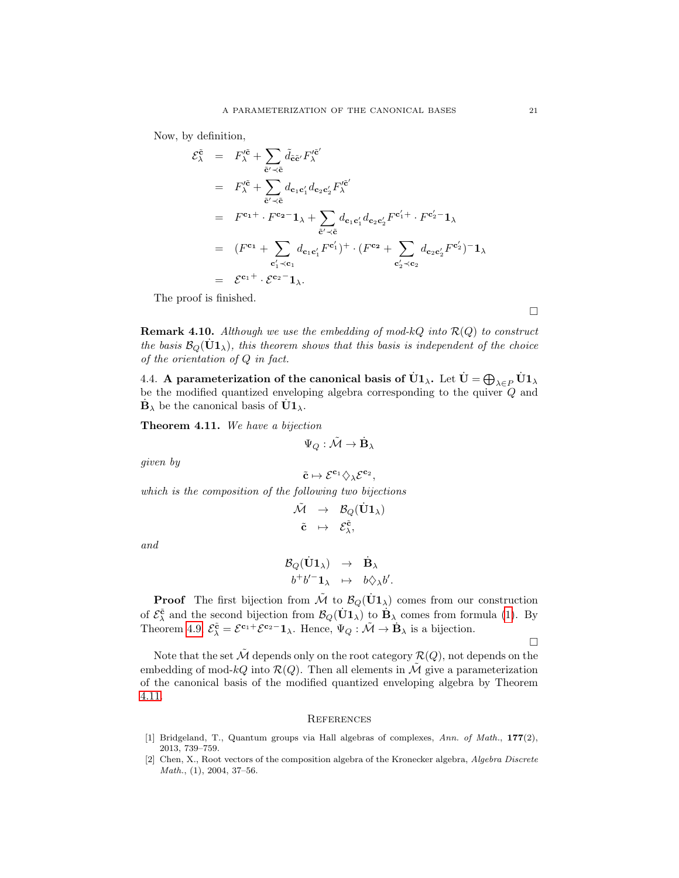Now, by definition,

$$
\begin{aligned}
\mathcal{E}_\lambda^{\tilde{\mathbf{c}}} &= F_\lambda'^{\tilde{\mathbf{c}}} + \sum_{\tilde{\mathbf{c}}' \prec \tilde{\mathbf{c}}} \tilde{d}_{\tilde{\mathbf{c}}\tilde{\mathbf{c}}'} F_\lambda'^{\tilde{\mathbf{c}}'} \\
&= F_\lambda'^{\tilde{\mathbf{c}}} + \sum_{\tilde{\mathbf{c}}' \prec \tilde{\mathbf{c}}} d_{\mathbf{c}_1\mathbf{c}_1'} d_{\mathbf{c}_2\mathbf{c}_2'} F_\lambda'^{\tilde{\mathbf{c}}'} \\
&= F^{\mathbf{c}_1 +} \cdot F^{\mathbf{c}_2 -} \mathbf{1}_\lambda + \sum_{\tilde{\mathbf{c}}' \prec \tilde{\mathbf{c}}} d_{\mathbf{c}_1\mathbf{c}_1'} d_{\mathbf{c}_2\mathbf{c}_2'} F^{\mathbf{c}_1' +} \cdot F^{\mathbf{c}_2' -} \mathbf{1}_\lambda \\
&= (F^{\mathbf{c}_1} + \sum_{\mathbf{c}_1' \prec \mathbf{c}_1} d_{\mathbf{c}_1\mathbf{c}_1'} F^{\mathbf{c}_1'})^+ \cdot (F^{\mathbf{c}_2} + \sum_{\mathbf{c}_2' \prec \mathbf{c}_2} d_{\mathbf{c}_2\mathbf{c}_2'} F^{\mathbf{c}_2'})^- \mathbf{1}_\lambda \\
&= \mathcal{E}^{\mathbf{c}_1 +} \cdot \mathcal{E}^{\mathbf{c}_2 -} \mathbf{1}_\lambda.
\end{aligned}
$$

The proof is finished.

□

**Remark 4.10.** *Although we use the embedding of mod-$kQ$ into $\mathcal{R}(Q)$ to construct the basis $\mathcal{B}_Q(\dot{\mathbf{U}}\mathbf{1}_\lambda)$, this theorem shows that this basis is independent of the choice of the orientation of $Q$ in fact.*

4.4. **A parameterization of the canonical basis of $\dot{\mathbf{U}}\mathbf{1}_\lambda$.** Let $\dot{\mathbf{U}} = \bigoplus_{\lambda \in P} \dot{\mathbf{U}}\mathbf{1}_\lambda$ be the modified quantized enveloping algebra corresponding to the quiver $Q$ and $\dot{\mathbf{B}}_\lambda$ be the canonical basis of $\dot{\mathbf{U}}\mathbf{1}_\lambda$.

**Theorem 4.11.** *We have a bijection*

$$\Psi_Q : \tilde{\mathcal{M}} \to \dot{\mathbf{B}}_\lambda$$

*given by*

$$\tilde{\mathbf{c}} \mapsto \mathcal{E}^{\mathbf{c}_1} \diamondsuit_\lambda \mathcal{E}^{\mathbf{c}_2},$$

*which is the composition of the following two bijections*

$$
\begin{aligned}
\tilde{\mathcal{M}} &\to \mathcal{B}_Q(\dot{\mathbf{U}}\mathbf{1}_\lambda) \\
\tilde{\mathbf{c}} &\mapsto \mathcal{E}_\lambda^{\tilde{\mathbf{c}}},
\end{aligned}
$$

*and*

$$
\begin{aligned}
\mathcal{B}_Q(\dot{\mathbf{U}}\mathbf{1}_\lambda) &\to \dot{\mathbf{B}}_\lambda \\
b^+ b'^- \mathbf{1}_\lambda &\mapsto b \diamondsuit_\lambda b'.
\end{aligned}
$$

**Proof** The first bijection from $\tilde{\mathcal{M}}$ to $\mathcal{B}_Q(\dot{\mathbf{U}}\mathbf{1}_\lambda)$ comes from our construction of $\mathcal{E}_\lambda^{\tilde{\mathbf{c}}}$ and the second bijection from $\mathcal{B}_Q(\dot{\mathbf{U}}\mathbf{1}_\lambda)$ to $\dot{\mathbf{B}}_\lambda$ comes from formula (1). By Theorem 4.9, $\mathcal{E}_\lambda^{\tilde{\mathbf{c}}} = \mathcal{E}^{\mathbf{c}_1 +} \mathcal{E}^{\mathbf{c}_2 -} \mathbf{1}_\lambda$. Hence, $\Psi_Q : \tilde{\mathcal{M}} \to \dot{\mathbf{B}}_\lambda$ is a bijection.

□

Note that the set $\tilde{\mathcal{M}}$ depends only on the root category $\mathcal{R}(Q)$, not depends on the embedding of mod-$kQ$ into $\mathcal{R}(Q)$. Then all elements in $\tilde{\mathcal{M}}$ give a parameterization of the canonical basis of the modified quantized enveloping algebra by Theorem 4.11.

## References

[1] Bridgeland, T., Quantum groups via Hall algebras of complexes, *Ann. of Math.*, **177**(2), 2013, 739–759.

[2] Chen, X., Root vectors of the composition algebra of the Kronecker algebra, *Algebra Discrete Math.*, (1), 2004, 37–56.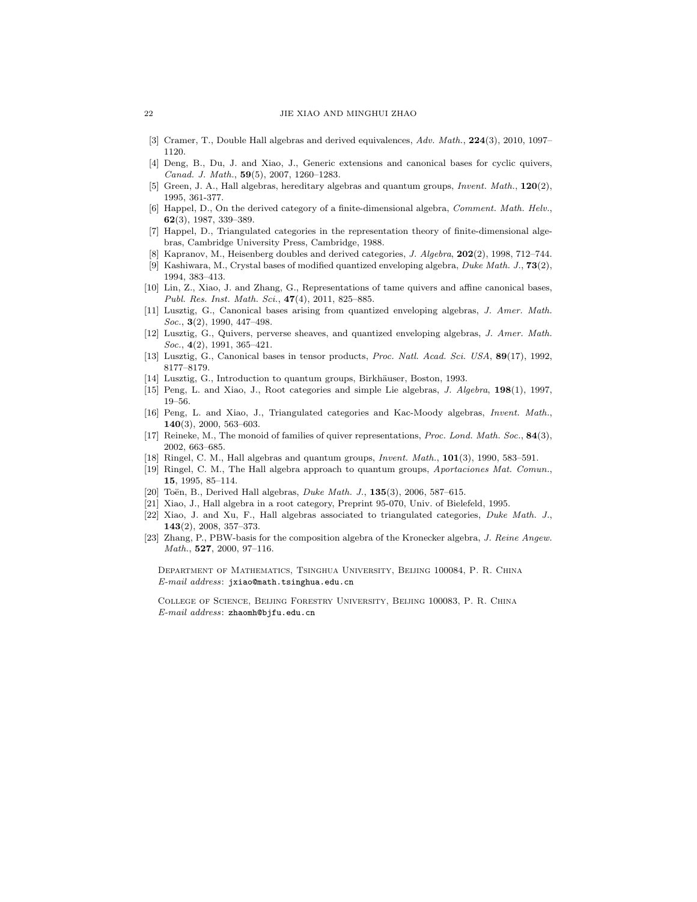[3] Cramer, T., Double Hall algebras and derived equivalences, *Adv. Math.*, **224**(3), 2010, 1097–1120.

[4] Deng, B., Du, J. and Xiao, J., Generic extensions and canonical bases for cyclic quivers, *Canad. J. Math.*, **59**(5), 2007, 1260–1283.

[5] Green, J. A., Hall algebras, hereditary algebras and quantum groups, *Invent. Math.*, **120**(2), 1995, 361-377.

[6] Happel, D., On the derived category of a finite-dimensional algebra, *Comment. Math. Helv.*, **62**(3), 1987, 339–389.

[7] Happel, D., Triangulated categories in the representation theory of finite-dimensional algebras, Cambridge University Press, Cambridge, 1988.

[8] Kapranov, M., Heisenberg doubles and derived categories, *J. Algebra*, **202**(2), 1998, 712–744.

[9] Kashiwara, M., Crystal bases of modified quantized enveloping algebra, *Duke Math. J.*, **73**(2), 1994, 383–413.

[10] Lin, Z., Xiao, J. and Zhang, G., Representations of tame quivers and affine canonical bases, *Publ. Res. Inst. Math. Sci.*, **47**(4), 2011, 825–885.

[11] Lusztig, G., Canonical bases arising from quantized enveloping algebras, *J. Amer. Math. Soc.*, **3**(2), 1990, 447–498.

[12] Lusztig, G., Quivers, perverse sheaves, and quantized enveloping algebras, *J. Amer. Math. Soc.*, **4**(2), 1991, 365–421.

[13] Lusztig, G., Canonical bases in tensor products, *Proc. Natl. Acad. Sci. USA*, **89**(17), 1992, 8177–8179.

[14] Lusztig, G., Introduction to quantum groups, Birkhäuser, Boston, 1993.

[15] Peng, L. and Xiao, J., Root categories and simple Lie algebras, *J. Algebra*, **198**(1), 1997, 19–56.

[16] Peng, L. and Xiao, J., Triangulated categories and Kac-Moody algebras, *Invent. Math.*, **140**(3), 2000, 563–603.

[17] Reineke, M., The monoid of families of quiver representations, *Proc. Lond. Math. Soc.*, **84**(3), 2002, 663–685.

[18] Ringel, C. M., Hall algebras and quantum groups, *Invent. Math.*, **101**(3), 1990, 583–591.

[19] Ringel, C. M., The Hall algebra approach to quantum groups, *Aportaciones Mat. Comun.*, **15**, 1995, 85–114.

[20] Toën, B., Derived Hall algebras, *Duke Math. J.*, **135**(3), 2006, 587–615.

[21] Xiao, J., Hall algebra in a root category, Preprint 95-070, Univ. of Bielefeld, 1995.

[22] Xiao, J. and Xu, F., Hall algebras associated to triangulated categories, *Duke Math. J.*, **143**(2), 2008, 357–373.

[23] Zhang, P., PBW-basis for the composition algebra of the Kronecker algebra, *J. Reine Angew. Math.*, **527**, 2000, 97–116.

Department of Mathematics, Tsinghua University, Beijing 100084, P. R. China
*E-mail address*: jxiao@math.tsinghua.edu.cn

College of Science, Beijing Forestry University, Beijing 100083, P. R. China
*E-mail address*: zhaomh@bjfu.edu.cn